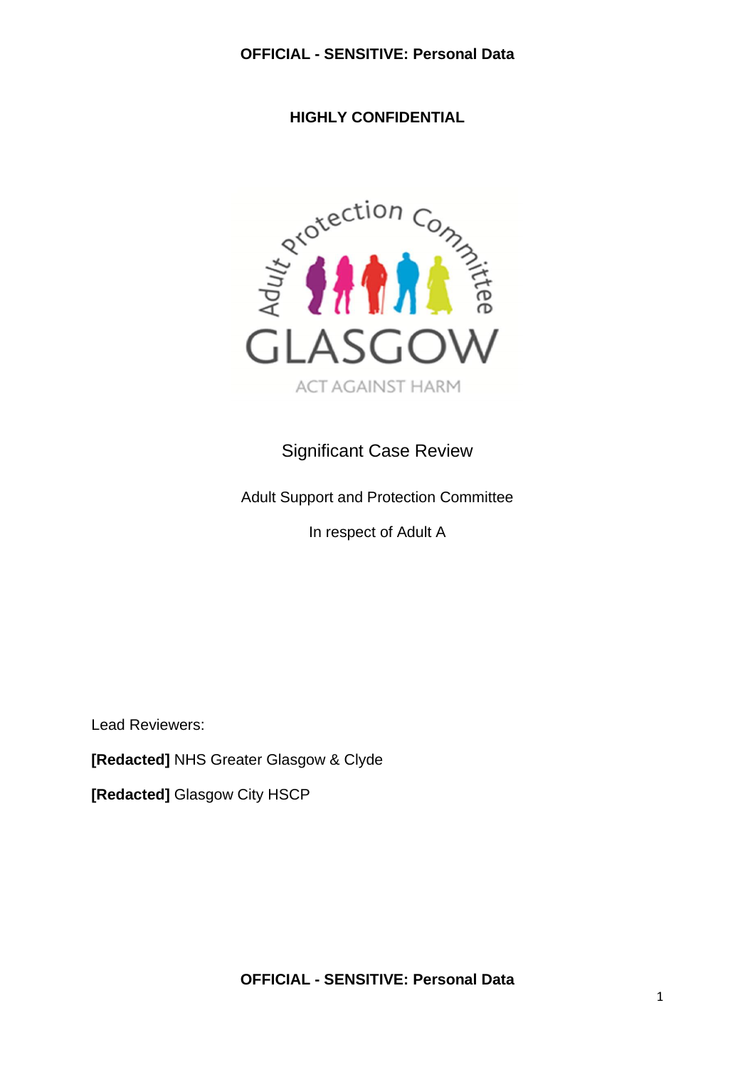**OFFICIAL - SENSITIVE: Personal Data**

**HIGHLY CONFIDENTIAL**

Adult Protection Committee

GLASGOW

ACT AGAINST HARM

# Significant Case Review

Adult Support and Protection Committee

In respect of Adult A

Lead Reviewers:

**[Redacted]** NHS Greater Glasgow & Clyde

**[Redacted]** Glasgow City HSCP

**OFFICIAL - SENSITIVE: Personal Data**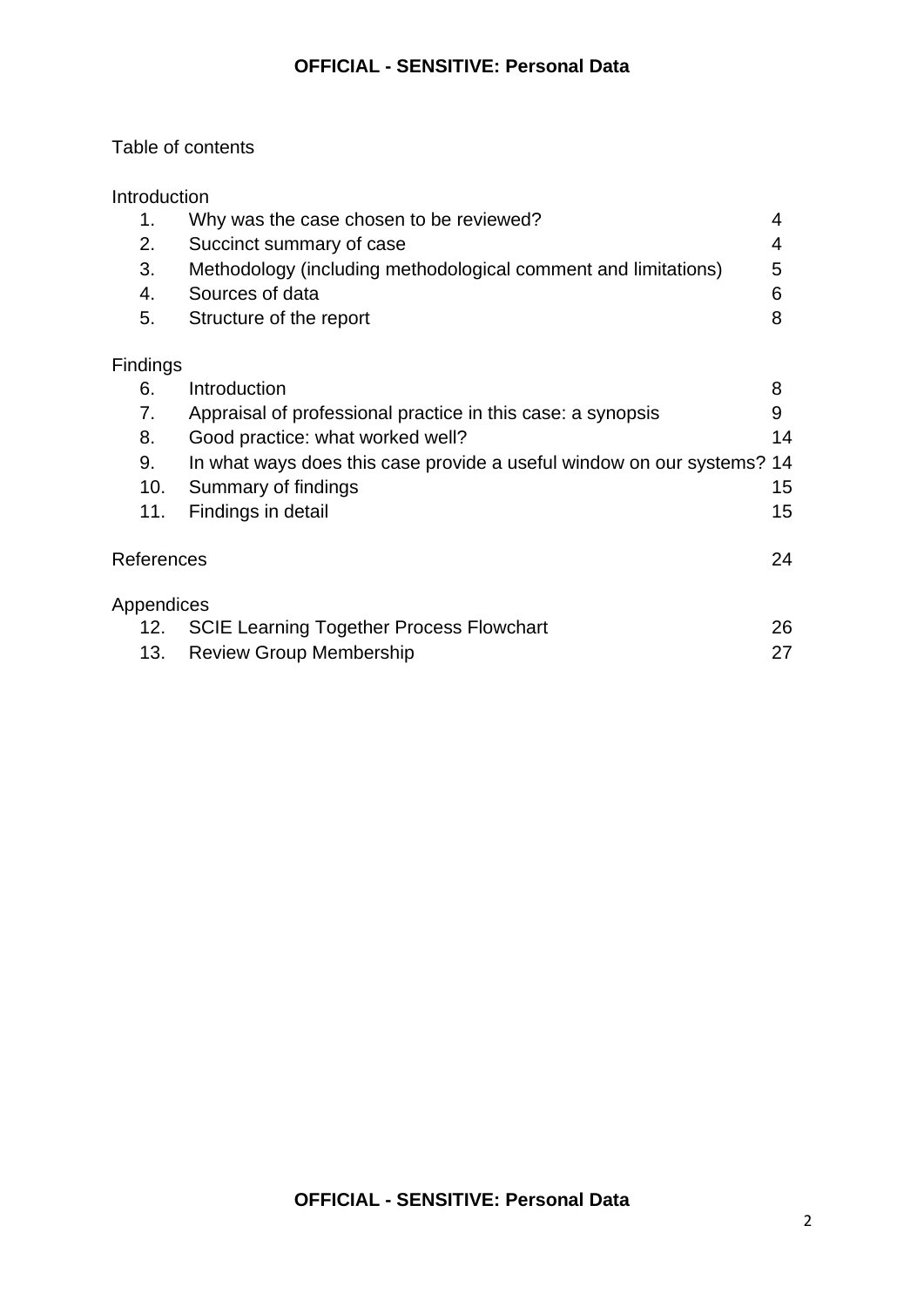Table of contents

Introduction

| | | |
|---|---|---|
| 1. | Why was the case chosen to be reviewed? | 4 |
| 2. | Succinct summary of case | 4 |
| 3. | Methodology (including methodological comment and limitations) | 5 |
| 4. | Sources of data | 6 |
| 5. | Structure of the report | 8 |

Findings

| | | |
|---|---|---|
| 6. | Introduction | 8 |
| 7. | Appraisal of professional practice in this case: a synopsis | 9 |
| 8. | Good practice: what worked well? | 14 |
| 9. | In what ways does this case provide a useful window on our systems? | 14 |
| 10. | Summary of findings | 15 |
| 11. | Findings in detail | 15 |

References 24

Appendices

| | | |
|---|---|---|
| 12. | SCIE Learning Together Process Flowchart | 26 |
| 13. | Review Group Membership | 27 |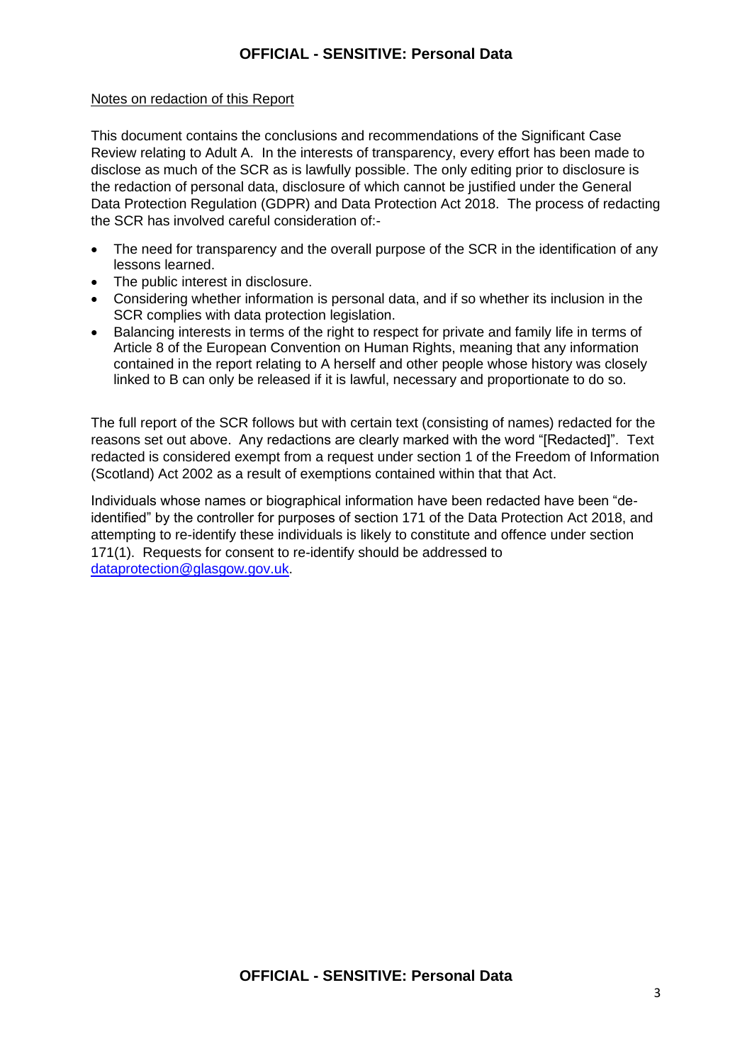Notes on redaction of this Report

This document contains the conclusions and recommendations of the Significant Case Review relating to Adult A. In the interests of transparency, every effort has been made to disclose as much of the SCR as is lawfully possible. The only editing prior to disclosure is the redaction of personal data, disclosure of which cannot be justified under the General Data Protection Regulation (GDPR) and Data Protection Act 2018. The process of redacting the SCR has involved careful consideration of:-

- The need for transparency and the overall purpose of the SCR in the identification of any lessons learned.
- The public interest in disclosure.
- Considering whether information is personal data, and if so whether its inclusion in the SCR complies with data protection legislation.
- Balancing interests in terms of the right to respect for private and family life in terms of Article 8 of the European Convention on Human Rights, meaning that any information contained in the report relating to A herself and other people whose history was closely linked to B can only be released if it is lawful, necessary and proportionate to do so.

The full report of the SCR follows but with certain text (consisting of names) redacted for the reasons set out above. Any redactions are clearly marked with the word "[Redacted]". Text redacted is considered exempt from a request under section 1 of the Freedom of Information (Scotland) Act 2002 as a result of exemptions contained within that that Act.

Individuals whose names or biographical information have been redacted have been "de-identified" by the controller for purposes of section 171 of the Data Protection Act 2018, and attempting to re-identify these individuals is likely to constitute and offence under section 171(1). Requests for consent to re-identify should be addressed to dataprotection@glasgow.gov.uk.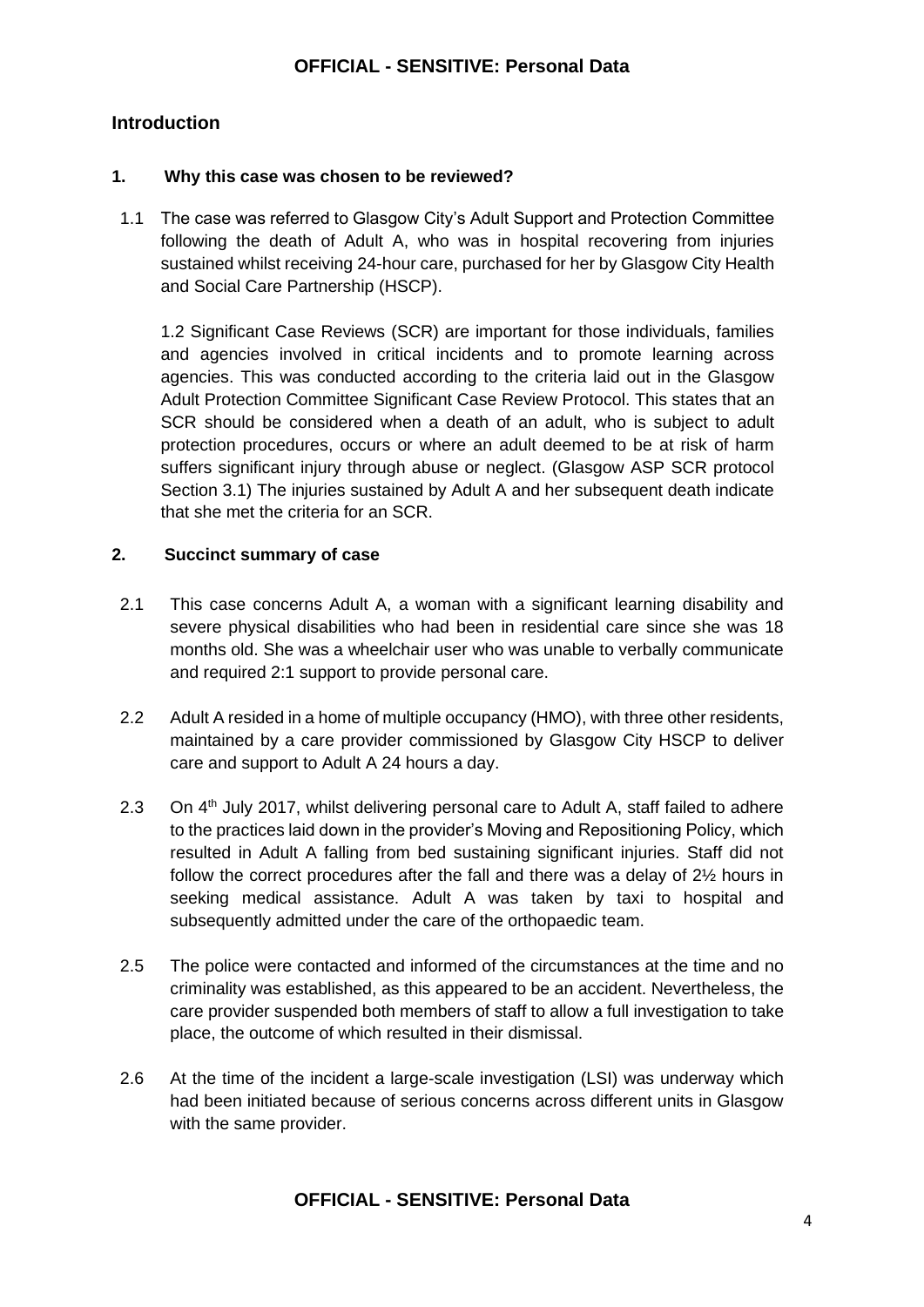## Introduction

### 1. Why this case was chosen to be reviewed?

1.1 The case was referred to Glasgow City's Adult Support and Protection Committee following the death of Adult A, who was in hospital recovering from injuries sustained whilst receiving 24-hour care, purchased for her by Glasgow City Health and Social Care Partnership (HSCP).

1.2 Significant Case Reviews (SCR) are important for those individuals, families and agencies involved in critical incidents and to promote learning across agencies. This was conducted according to the criteria laid out in the Glasgow Adult Protection Committee Significant Case Review Protocol. This states that an SCR should be considered when a death of an adult, who is subject to adult protection procedures, occurs or where an adult deemed to be at risk of harm suffers significant injury through abuse or neglect. (Glasgow ASP SCR protocol Section 3.1) The injuries sustained by Adult A and her subsequent death indicate that she met the criteria for an SCR.

### 2. Succinct summary of case

2.1 This case concerns Adult A, a woman with a significant learning disability and severe physical disabilities who had been in residential care since she was 18 months old. She was a wheelchair user who was unable to verbally communicate and required 2:1 support to provide personal care.

2.2 Adult A resided in a home of multiple occupancy (HMO), with three other residents, maintained by a care provider commissioned by Glasgow City HSCP to deliver care and support to Adult A 24 hours a day.

2.3 On 4th July 2017, whilst delivering personal care to Adult A, staff failed to adhere to the practices laid down in the provider's Moving and Repositioning Policy, which resulted in Adult A falling from bed sustaining significant injuries. Staff did not follow the correct procedures after the fall and there was a delay of 2½ hours in seeking medical assistance. Adult A was taken by taxi to hospital and subsequently admitted under the care of the orthopaedic team.

2.5 The police were contacted and informed of the circumstances at the time and no criminality was established, as this appeared to be an accident. Nevertheless, the care provider suspended both members of staff to allow a full investigation to take place, the outcome of which resulted in their dismissal.

2.6 At the time of the incident a large-scale investigation (LSI) was underway which had been initiated because of serious concerns across different units in Glasgow with the same provider.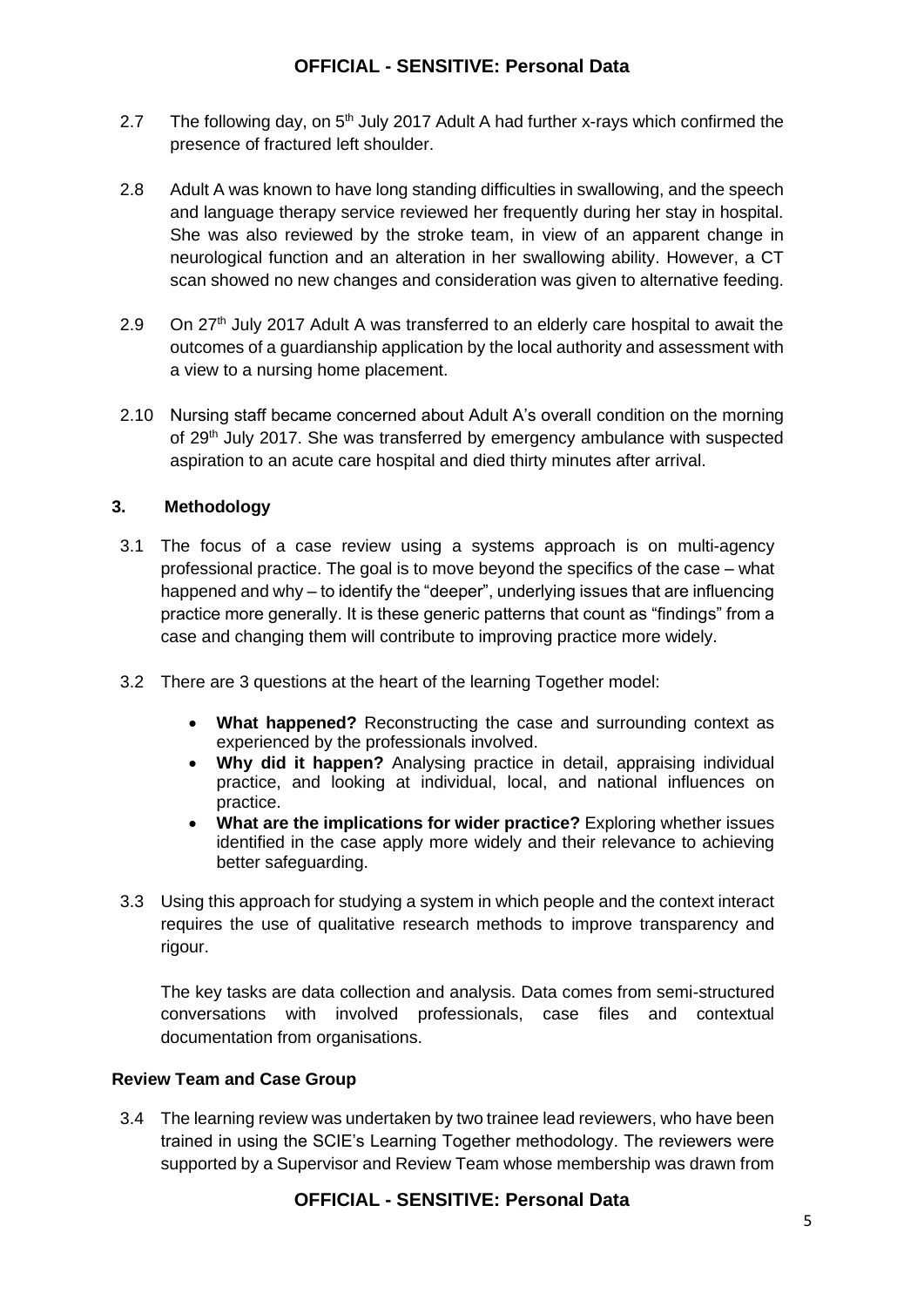2.7 The following day, on 5th July 2017 Adult A had further x-rays which confirmed the presence of fractured left shoulder.

2.8 Adult A was known to have long standing difficulties in swallowing, and the speech and language therapy service reviewed her frequently during her stay in hospital. She was also reviewed by the stroke team, in view of an apparent change in neurological function and an alteration in her swallowing ability. However, a CT scan showed no new changes and consideration was given to alternative feeding.

2.9 On 27th July 2017 Adult A was transferred to an elderly care hospital to await the outcomes of a guardianship application by the local authority and assessment with a view to a nursing home placement.

2.10 Nursing staff became concerned about Adult A's overall condition on the morning of 29th July 2017. She was transferred by emergency ambulance with suspected aspiration to an acute care hospital and died thirty minutes after arrival.

## 3. Methodology

3.1 The focus of a case review using a systems approach is on multi-agency professional practice. The goal is to move beyond the specifics of the case – what happened and why – to identify the "deeper", underlying issues that are influencing practice more generally. It is these generic patterns that count as "findings" from a case and changing them will contribute to improving practice more widely.

3.2 There are 3 questions at the heart of the learning Together model:

- **What happened?** Reconstructing the case and surrounding context as experienced by the professionals involved.
- **Why did it happen?** Analysing practice in detail, appraising individual practice, and looking at individual, local, and national influences on practice.
- **What are the implications for wider practice?** Exploring whether issues identified in the case apply more widely and their relevance to achieving better safeguarding.

3.3 Using this approach for studying a system in which people and the context interact requires the use of qualitative research methods to improve transparency and rigour.

The key tasks are data collection and analysis. Data comes from semi-structured conversations with involved professionals, case files and contextual documentation from organisations.

### Review Team and Case Group

3.4 The learning review was undertaken by two trainee lead reviewers, who have been trained in using the SCIE's Learning Together methodology. The reviewers were supported by a Supervisor and Review Team whose membership was drawn from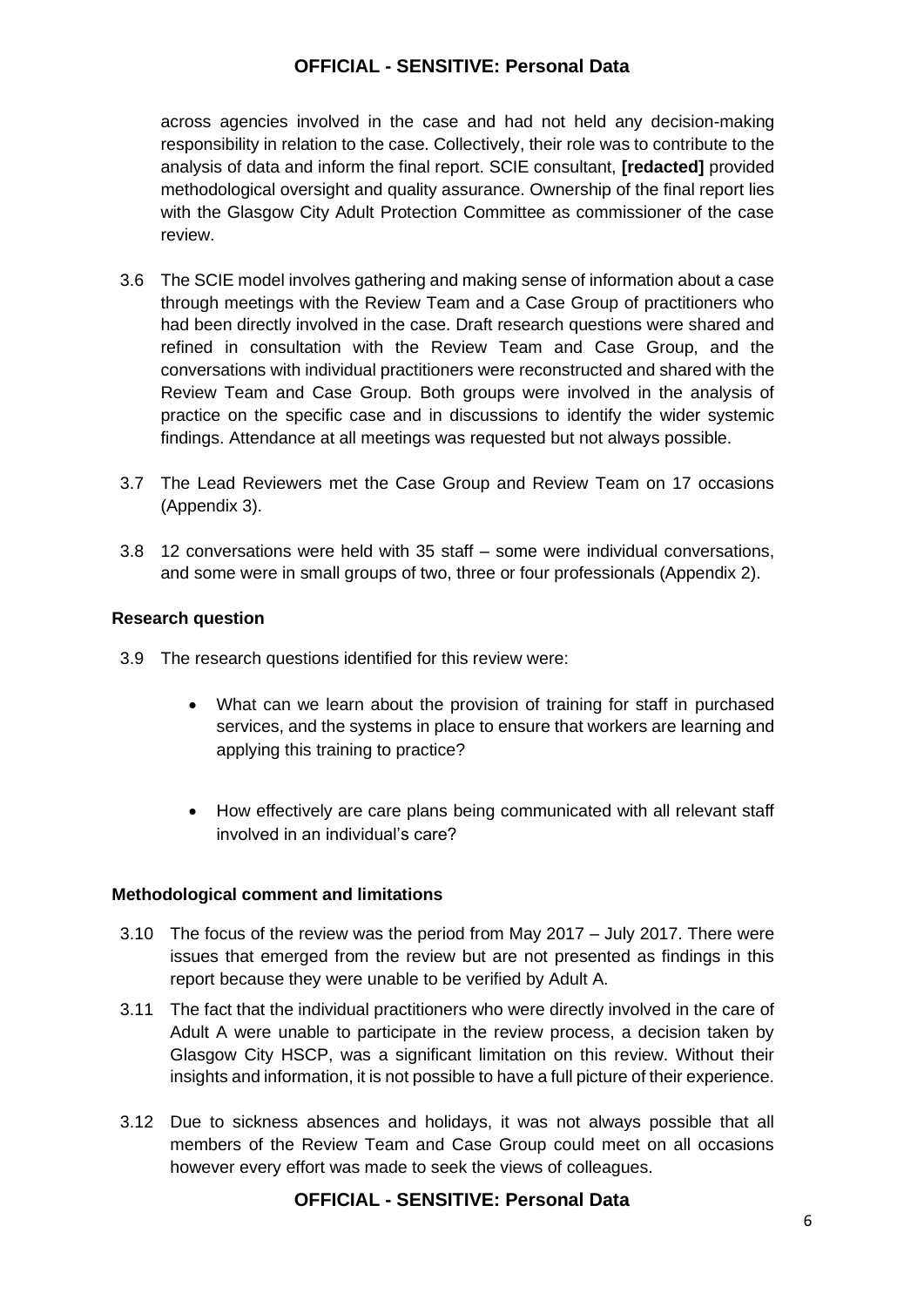across agencies involved in the case and had not held any decision-making responsibility in relation to the case. Collectively, their role was to contribute to the analysis of data and inform the final report. SCIE consultant, **[redacted]** provided methodological oversight and quality assurance. Ownership of the final report lies with the Glasgow City Adult Protection Committee as commissioner of the case review.

3.6 The SCIE model involves gathering and making sense of information about a case through meetings with the Review Team and a Case Group of practitioners who had been directly involved in the case. Draft research questions were shared and refined in consultation with the Review Team and Case Group, and the conversations with individual practitioners were reconstructed and shared with the Review Team and Case Group. Both groups were involved in the analysis of practice on the specific case and in discussions to identify the wider systemic findings. Attendance at all meetings was requested but not always possible.

3.7 The Lead Reviewers met the Case Group and Review Team on 17 occasions (Appendix 3).

3.8 12 conversations were held with 35 staff – some were individual conversations, and some were in small groups of two, three or four professionals (Appendix 2).

**Research question**

3.9 The research questions identified for this review were:

- What can we learn about the provision of training for staff in purchased services, and the systems in place to ensure that workers are learning and applying this training to practice?

- How effectively are care plans being communicated with all relevant staff involved in an individual's care?

**Methodological comment and limitations**

3.10 The focus of the review was the period from May 2017 – July 2017. There were issues that emerged from the review but are not presented as findings in this report because they were unable to be verified by Adult A.

3.11 The fact that the individual practitioners who were directly involved in the care of Adult A were unable to participate in the review process, a decision taken by Glasgow City HSCP, was a significant limitation on this review. Without their insights and information, it is not possible to have a full picture of their experience.

3.12 Due to sickness absences and holidays, it was not always possible that all members of the Review Team and Case Group could meet on all occasions however every effort was made to seek the views of colleagues.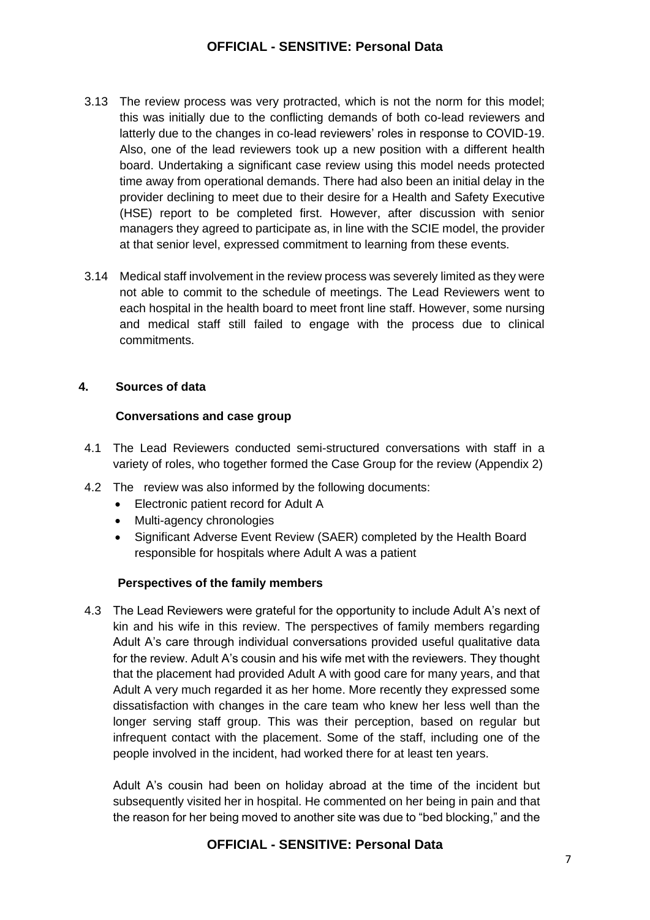3.13 The review process was very protracted, which is not the norm for this model; this was initially due to the conflicting demands of both co-lead reviewers and latterly due to the changes in co-lead reviewers' roles in response to COVID-19. Also, one of the lead reviewers took up a new position with a different health board. Undertaking a significant case review using this model needs protected time away from operational demands. There had also been an initial delay in the provider declining to meet due to their desire for a Health and Safety Executive (HSE) report to be completed first. However, after discussion with senior managers they agreed to participate as, in line with the SCIE model, the provider at that senior level, expressed commitment to learning from these events.

3.14 Medical staff involvement in the review process was severely limited as they were not able to commit to the schedule of meetings. The Lead Reviewers went to each hospital in the health board to meet front line staff. However, some nursing and medical staff still failed to engage with the process due to clinical commitments.

## 4. Sources of data

### Conversations and case group

4.1 The Lead Reviewers conducted semi-structured conversations with staff in a variety of roles, who together formed the Case Group for the review (Appendix 2)

4.2 The review was also informed by the following documents:

- Electronic patient record for Adult A
- Multi-agency chronologies
- Significant Adverse Event Review (SAER) completed by the Health Board responsible for hospitals where Adult A was a patient

### Perspectives of the family members

4.3 The Lead Reviewers were grateful for the opportunity to include Adult A's next of kin and his wife in this review. The perspectives of family members regarding Adult A's care through individual conversations provided useful qualitative data for the review. Adult A's cousin and his wife met with the reviewers. They thought that the placement had provided Adult A with good care for many years, and that Adult A very much regarded it as her home. More recently they expressed some dissatisfaction with changes in the care team who knew her less well than the longer serving staff group. This was their perception, based on regular but infrequent contact with the placement. Some of the staff, including one of the people involved in the incident, had worked there for at least ten years.

Adult A's cousin had been on holiday abroad at the time of the incident but subsequently visited her in hospital. He commented on her being in pain and that the reason for her being moved to another site was due to "bed blocking," and the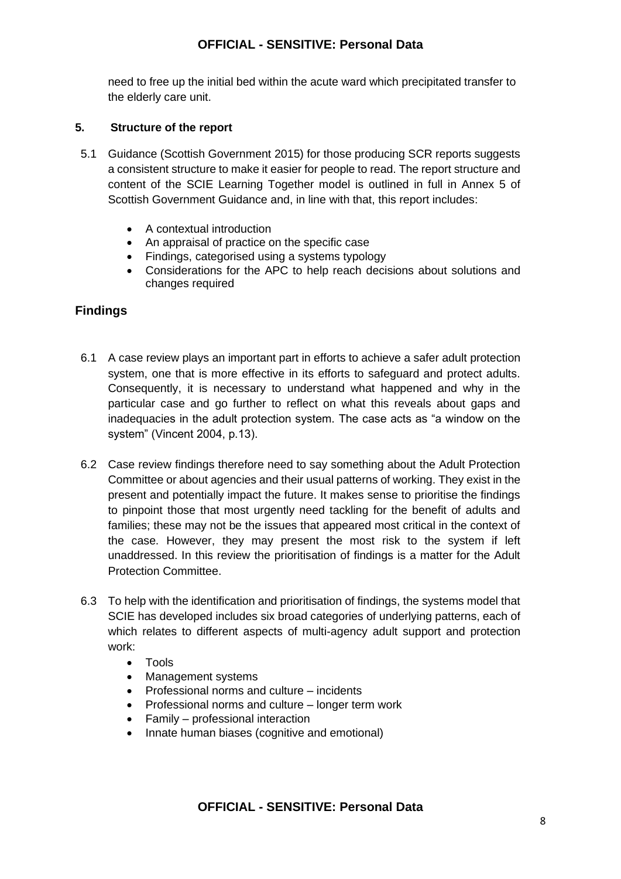need to free up the initial bed within the acute ward which precipitated transfer to the elderly care unit.

## 5. Structure of the report

5.1 Guidance (Scottish Government 2015) for those producing SCR reports suggests a consistent structure to make it easier for people to read. The report structure and content of the SCIE Learning Together model is outlined in full in Annex 5 of Scottish Government Guidance and, in line with that, this report includes:

- A contextual introduction
- An appraisal of practice on the specific case
- Findings, categorised using a systems typology
- Considerations for the APC to help reach decisions about solutions and changes required

## Findings

6.1 A case review plays an important part in efforts to achieve a safer adult protection system, one that is more effective in its efforts to safeguard and protect adults. Consequently, it is necessary to understand what happened and why in the particular case and go further to reflect on what this reveals about gaps and inadequacies in the adult protection system. The case acts as "a window on the system" (Vincent 2004, p.13).

6.2 Case review findings therefore need to say something about the Adult Protection Committee or about agencies and their usual patterns of working. They exist in the present and potentially impact the future. It makes sense to prioritise the findings to pinpoint those that most urgently need tackling for the benefit of adults and families; these may not be the issues that appeared most critical in the context of the case. However, they may present the most risk to the system if left unaddressed. In this review the prioritisation of findings is a matter for the Adult Protection Committee.

6.3 To help with the identification and prioritisation of findings, the systems model that SCIE has developed includes six broad categories of underlying patterns, each of which relates to different aspects of multi-agency adult support and protection work:

- Tools
- Management systems
- Professional norms and culture – incidents
- Professional norms and culture – longer term work
- Family – professional interaction
- Innate human biases (cognitive and emotional)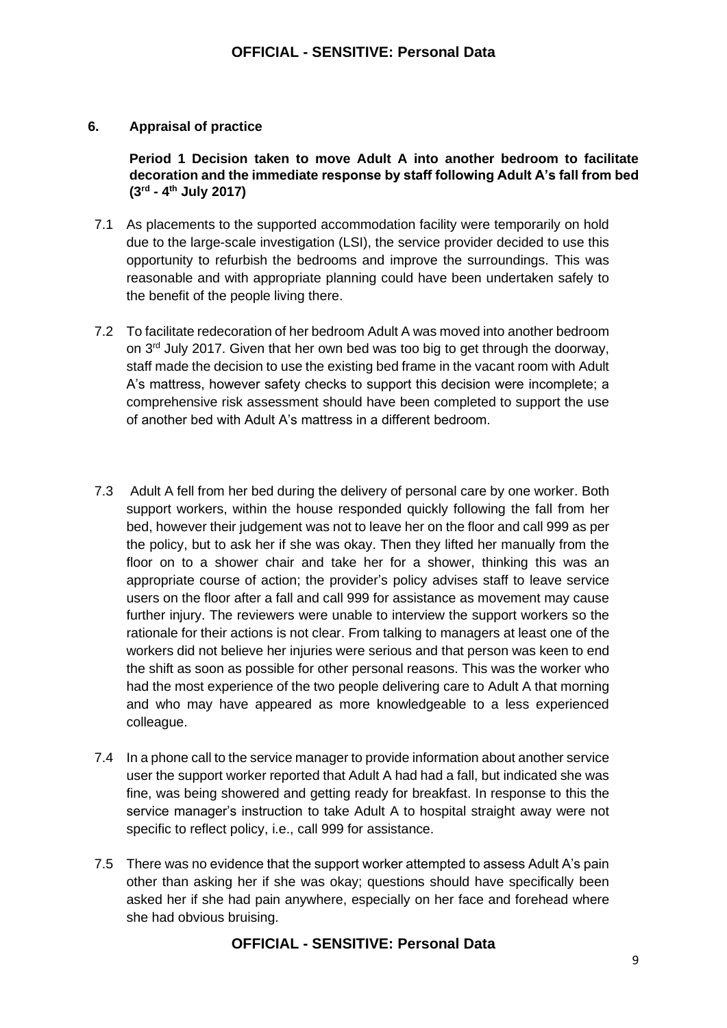## 6. Appraisal of practice

**Period 1 Decision taken to move Adult A into another bedroom to facilitate decoration and the immediate response by staff following Adult A's fall from bed (3rd - 4th July 2017)**

7.1 As placements to the supported accommodation facility were temporarily on hold due to the large-scale investigation (LSI), the service provider decided to use this opportunity to refurbish the bedrooms and improve the surroundings. This was reasonable and with appropriate planning could have been undertaken safely to the benefit of the people living there.

7.2 To facilitate redecoration of her bedroom Adult A was moved into another bedroom on 3rd July 2017. Given that her own bed was too big to get through the doorway, staff made the decision to use the existing bed frame in the vacant room with Adult A's mattress, however safety checks to support this decision were incomplete; a comprehensive risk assessment should have been completed to support the use of another bed with Adult A's mattress in a different bedroom.

7.3 Adult A fell from her bed during the delivery of personal care by one worker. Both support workers, within the house responded quickly following the fall from her bed, however their judgement was not to leave her on the floor and call 999 as per the policy, but to ask her if she was okay. Then they lifted her manually from the floor on to a shower chair and take her for a shower, thinking this was an appropriate course of action; the provider's policy advises staff to leave service users on the floor after a fall and call 999 for assistance as movement may cause further injury. The reviewers were unable to interview the support workers so the rationale for their actions is not clear. From talking to managers at least one of the workers did not believe her injuries were serious and that person was keen to end the shift as soon as possible for other personal reasons. This was the worker who had the most experience of the two people delivering care to Adult A that morning and who may have appeared as more knowledgeable to a less experienced colleague.

7.4 In a phone call to the service manager to provide information about another service user the support worker reported that Adult A had had a fall, but indicated she was fine, was being showered and getting ready for breakfast. In response to this the service manager's instruction to take Adult A to hospital straight away were not specific to reflect policy, i.e., call 999 for assistance.

7.5 There was no evidence that the support worker attempted to assess Adult A's pain other than asking her if she was okay; questions should have specifically been asked her if she had pain anywhere, especially on her face and forehead where she had obvious bruising.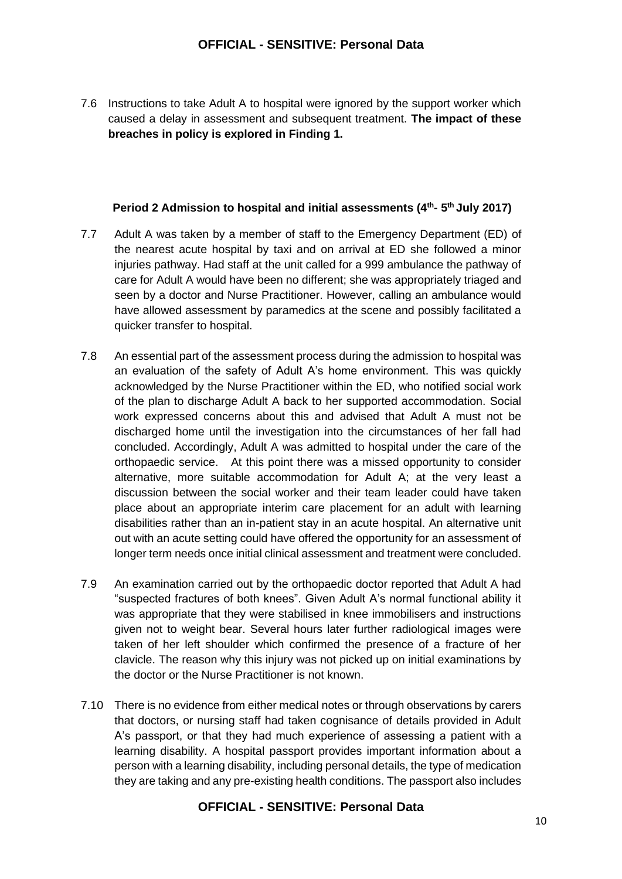7.6 Instructions to take Adult A to hospital were ignored by the support worker which caused a delay in assessment and subsequent treatment. **The impact of these breaches in policy is explored in Finding 1.**

### Period 2 Admission to hospital and initial assessments (4th- 5th July 2017)

7.7 Adult A was taken by a member of staff to the Emergency Department (ED) of the nearest acute hospital by taxi and on arrival at ED she followed a minor injuries pathway. Had staff at the unit called for a 999 ambulance the pathway of care for Adult A would have been no different; she was appropriately triaged and seen by a doctor and Nurse Practitioner. However, calling an ambulance would have allowed assessment by paramedics at the scene and possibly facilitated a quicker transfer to hospital.

7.8 An essential part of the assessment process during the admission to hospital was an evaluation of the safety of Adult A's home environment. This was quickly acknowledged by the Nurse Practitioner within the ED, who notified social work of the plan to discharge Adult A back to her supported accommodation. Social work expressed concerns about this and advised that Adult A must not be discharged home until the investigation into the circumstances of her fall had concluded. Accordingly, Adult A was admitted to hospital under the care of the orthopaedic service. At this point there was a missed opportunity to consider alternative, more suitable accommodation for Adult A; at the very least a discussion between the social worker and their team leader could have taken place about an appropriate interim care placement for an adult with learning disabilities rather than an in-patient stay in an acute hospital. An alternative unit out with an acute setting could have offered the opportunity for an assessment of longer term needs once initial clinical assessment and treatment were concluded.

7.9 An examination carried out by the orthopaedic doctor reported that Adult A had "suspected fractures of both knees". Given Adult A's normal functional ability it was appropriate that they were stabilised in knee immobilisers and instructions given not to weight bear. Several hours later further radiological images were taken of her left shoulder which confirmed the presence of a fracture of her clavicle. The reason why this injury was not picked up on initial examinations by the doctor or the Nurse Practitioner is not known.

7.10 There is no evidence from either medical notes or through observations by carers that doctors, or nursing staff had taken cognisance of details provided in Adult A's passport, or that they had much experience of assessing a patient with a learning disability. A hospital passport provides important information about a person with a learning disability, including personal details, the type of medication they are taking and any pre-existing health conditions. The passport also includes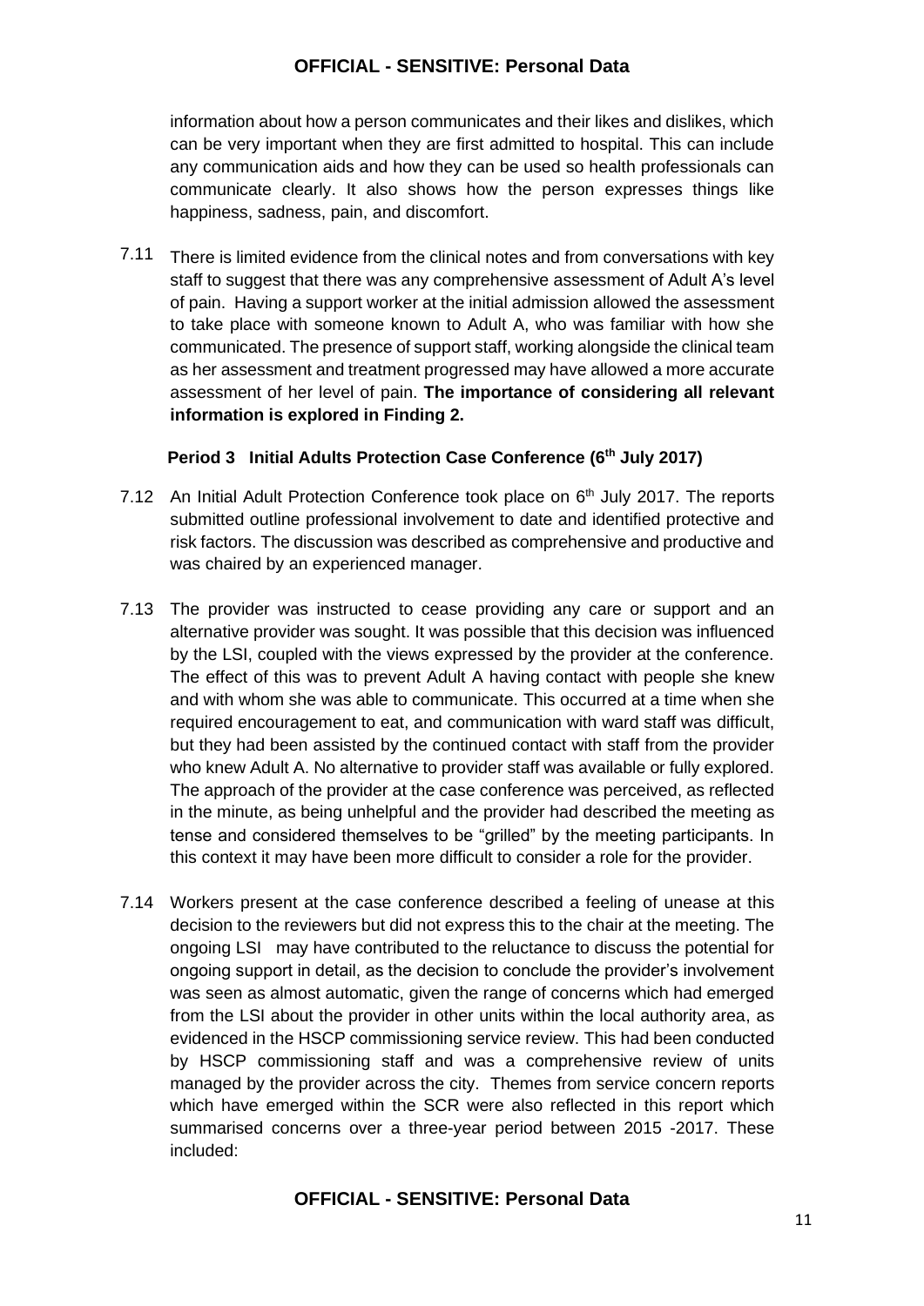information about how a person communicates and their likes and dislikes, which can be very important when they are first admitted to hospital. This can include any communication aids and how they can be used so health professionals can communicate clearly. It also shows how the person expresses things like happiness, sadness, pain, and discomfort.

7.11 There is limited evidence from the clinical notes and from conversations with key staff to suggest that there was any comprehensive assessment of Adult A's level of pain. Having a support worker at the initial admission allowed the assessment to take place with someone known to Adult A, who was familiar with how she communicated. The presence of support staff, working alongside the clinical team as her assessment and treatment progressed may have allowed a more accurate assessment of her level of pain. **The importance of considering all relevant information is explored in Finding 2.**

### Period 3 Initial Adults Protection Case Conference (6th July 2017)

7.12 An Initial Adult Protection Conference took place on 6th July 2017. The reports submitted outline professional involvement to date and identified protective and risk factors. The discussion was described as comprehensive and productive and was chaired by an experienced manager.

7.13 The provider was instructed to cease providing any care or support and an alternative provider was sought. It was possible that this decision was influenced by the LSI, coupled with the views expressed by the provider at the conference. The effect of this was to prevent Adult A having contact with people she knew and with whom she was able to communicate. This occurred at a time when she required encouragement to eat, and communication with ward staff was difficult, but they had been assisted by the continued contact with staff from the provider who knew Adult A. No alternative to provider staff was available or fully explored. The approach of the provider at the case conference was perceived, as reflected in the minute, as being unhelpful and the provider had described the meeting as tense and considered themselves to be "grilled" by the meeting participants. In this context it may have been more difficult to consider a role for the provider.

7.14 Workers present at the case conference described a feeling of unease at this decision to the reviewers but did not express this to the chair at the meeting. The ongoing LSI may have contributed to the reluctance to discuss the potential for ongoing support in detail, as the decision to conclude the provider's involvement was seen as almost automatic, given the range of concerns which had emerged from the LSI about the provider in other units within the local authority area, as evidenced in the HSCP commissioning service review. This had been conducted by HSCP commissioning staff and was a comprehensive review of units managed by the provider across the city. Themes from service concern reports which have emerged within the SCR were also reflected in this report which summarised concerns over a three-year period between 2015 -2017. These included: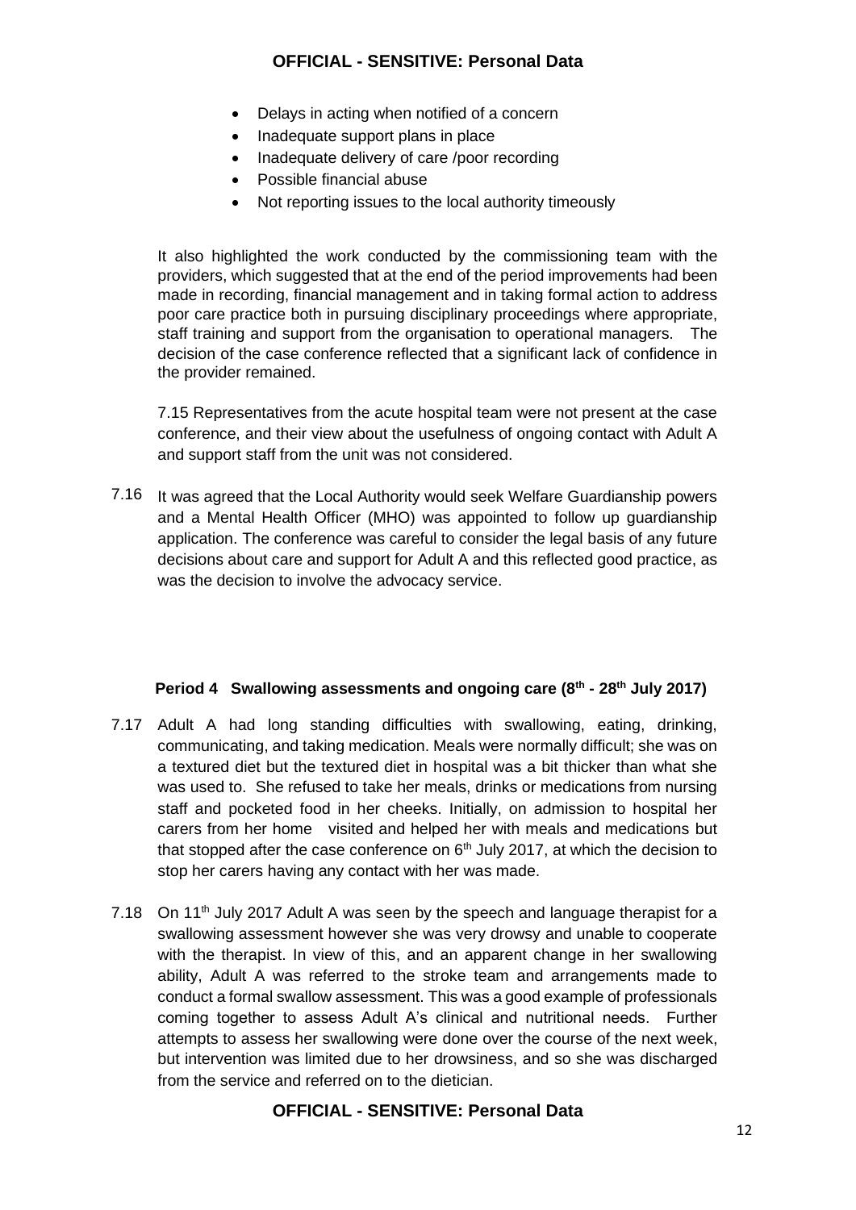- Delays in acting when notified of a concern
- Inadequate support plans in place
- Inadequate delivery of care /poor recording
- Possible financial abuse
- Not reporting issues to the local authority timeously

It also highlighted the work conducted by the commissioning team with the providers, which suggested that at the end of the period improvements had been made in recording, financial management and in taking formal action to address poor care practice both in pursuing disciplinary proceedings where appropriate, staff training and support from the organisation to operational managers. The decision of the case conference reflected that a significant lack of confidence in the provider remained.

7.15 Representatives from the acute hospital team were not present at the case conference, and their view about the usefulness of ongoing contact with Adult A and support staff from the unit was not considered.

7.16 It was agreed that the Local Authority would seek Welfare Guardianship powers and a Mental Health Officer (MHO) was appointed to follow up guardianship application. The conference was careful to consider the legal basis of any future decisions about care and support for Adult A and this reflected good practice, as was the decision to involve the advocacy service.

### Period 4 Swallowing assessments and ongoing care (8th - 28th July 2017)

7.17 Adult A had long standing difficulties with swallowing, eating, drinking, communicating, and taking medication. Meals were normally difficult; she was on a textured diet but the textured diet in hospital was a bit thicker than what she was used to. She refused to take her meals, drinks or medications from nursing staff and pocketed food in her cheeks. Initially, on admission to hospital her carers from her home visited and helped her with meals and medications but that stopped after the case conference on 6th July 2017, at which the decision to stop her carers having any contact with her was made.

7.18 On 11th July 2017 Adult A was seen by the speech and language therapist for a swallowing assessment however she was very drowsy and unable to cooperate with the therapist. In view of this, and an apparent change in her swallowing ability, Adult A was referred to the stroke team and arrangements made to conduct a formal swallow assessment. This was a good example of professionals coming together to assess Adult A's clinical and nutritional needs. Further attempts to assess her swallowing were done over the course of the next week, but intervention was limited due to her drowsiness, and so she was discharged from the service and referred on to the dietician.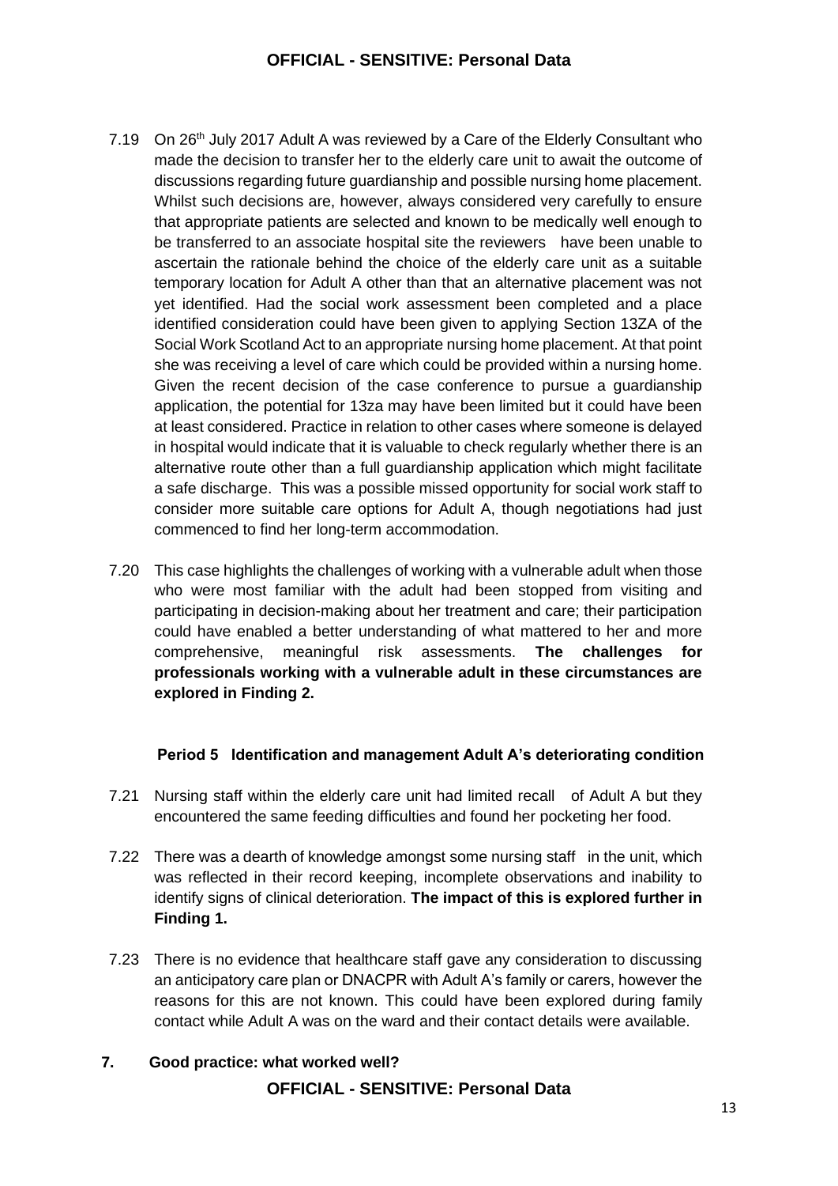7.19 On 26th July 2017 Adult A was reviewed by a Care of the Elderly Consultant who made the decision to transfer her to the elderly care unit to await the outcome of discussions regarding future guardianship and possible nursing home placement. Whilst such decisions are, however, always considered very carefully to ensure that appropriate patients are selected and known to be medically well enough to be transferred to an associate hospital site the reviewers have been unable to ascertain the rationale behind the choice of the elderly care unit as a suitable temporary location for Adult A other than that an alternative placement was not yet identified. Had the social work assessment been completed and a place identified consideration could have been given to applying Section 13ZA of the Social Work Scotland Act to an appropriate nursing home placement. At that point she was receiving a level of care which could be provided within a nursing home. Given the recent decision of the case conference to pursue a guardianship application, the potential for 13za may have been limited but it could have been at least considered. Practice in relation to other cases where someone is delayed in hospital would indicate that it is valuable to check regularly whether there is an alternative route other than a full guardianship application which might facilitate a safe discharge. This was a possible missed opportunity for social work staff to consider more suitable care options for Adult A, though negotiations had just commenced to find her long-term accommodation.

7.20 This case highlights the challenges of working with a vulnerable adult when those who were most familiar with the adult had been stopped from visiting and participating in decision-making about her treatment and care; their participation could have enabled a better understanding of what mattered to her and more comprehensive, meaningful risk assessments. **The challenges for professionals working with a vulnerable adult in these circumstances are explored in Finding 2.**

**Period 5 Identification and management Adult A's deteriorating condition**

7.21 Nursing staff within the elderly care unit had limited recall of Adult A but they encountered the same feeding difficulties and found her pocketing her food.

7.22 There was a dearth of knowledge amongst some nursing staff in the unit, which was reflected in their record keeping, incomplete observations and inability to identify signs of clinical deterioration. **The impact of this is explored further in Finding 1.**

7.23 There is no evidence that healthcare staff gave any consideration to discussing an anticipatory care plan or DNACPR with Adult A's family or carers, however the reasons for this are not known. This could have been explored during family contact while Adult A was on the ward and their contact details were available.

## 7. Good practice: what worked well?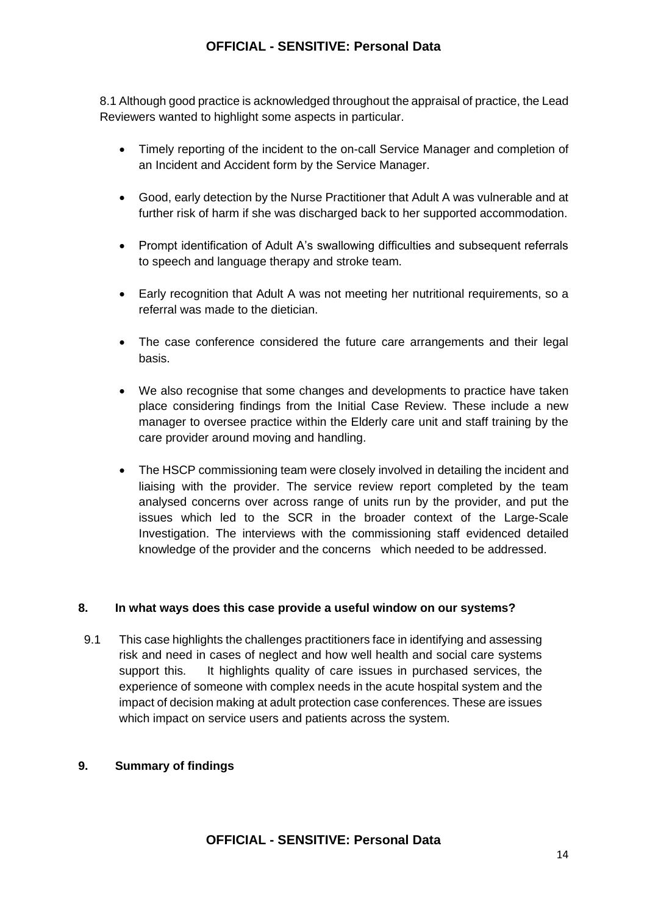8.1 Although good practice is acknowledged throughout the appraisal of practice, the Lead Reviewers wanted to highlight some aspects in particular.

- Timely reporting of the incident to the on-call Service Manager and completion of an Incident and Accident form by the Service Manager.
- Good, early detection by the Nurse Practitioner that Adult A was vulnerable and at further risk of harm if she was discharged back to her supported accommodation.
- Prompt identification of Adult A's swallowing difficulties and subsequent referrals to speech and language therapy and stroke team.
- Early recognition that Adult A was not meeting her nutritional requirements, so a referral was made to the dietician.
- The case conference considered the future care arrangements and their legal basis.
- We also recognise that some changes and developments to practice have taken place considering findings from the Initial Case Review. These include a new manager to oversee practice within the Elderly care unit and staff training by the care provider around moving and handling.
- The HSCP commissioning team were closely involved in detailing the incident and liaising with the provider. The service review report completed by the team analysed concerns over across range of units run by the provider, and put the issues which led to the SCR in the broader context of the Large-Scale Investigation. The interviews with the commissioning staff evidenced detailed knowledge of the provider and the concerns which needed to be addressed.

## 8. In what ways does this case provide a useful window on our systems?

9.1 This case highlights the challenges practitioners face in identifying and assessing risk and need in cases of neglect and how well health and social care systems support this. It highlights quality of care issues in purchased services, the experience of someone with complex needs in the acute hospital system and the impact of decision making at adult protection case conferences. These are issues which impact on service users and patients across the system.

## 9. Summary of findings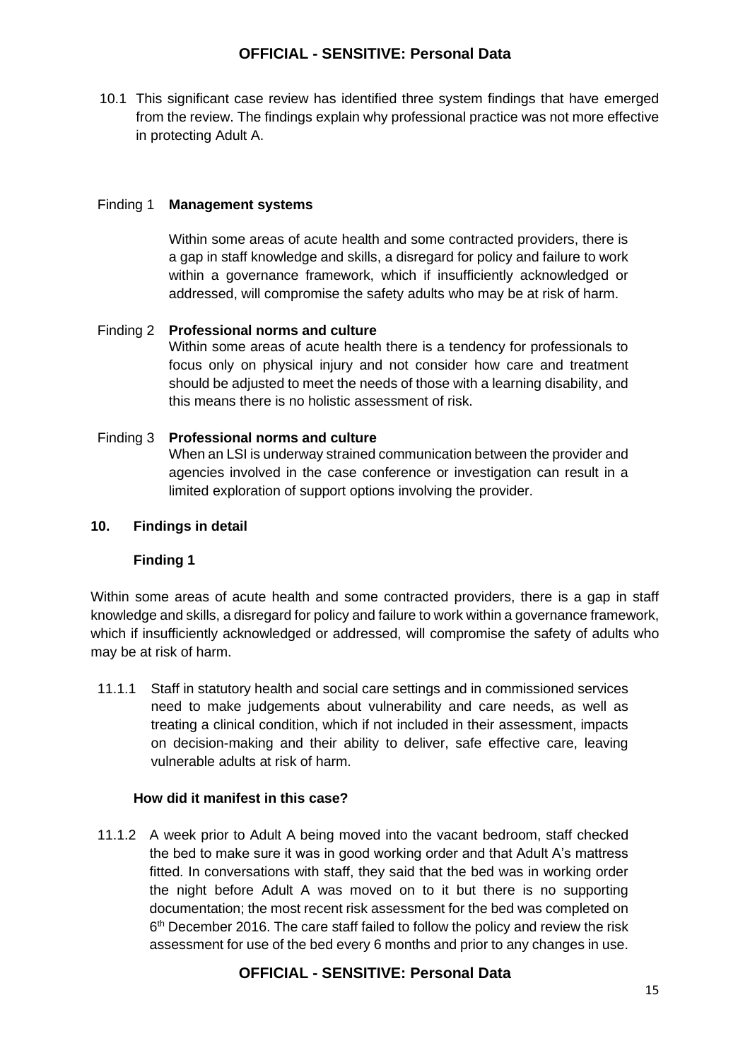10.1 This significant case review has identified three system findings that have emerged from the review. The findings explain why professional practice was not more effective in protecting Adult A.

Finding 1 **Management systems**

Within some areas of acute health and some contracted providers, there is a gap in staff knowledge and skills, a disregard for policy and failure to work within a governance framework, which if insufficiently acknowledged or addressed, will compromise the safety adults who may be at risk of harm.

Finding 2 **Professional norms and culture**

Within some areas of acute health there is a tendency for professionals to focus only on physical injury and not consider how care and treatment should be adjusted to meet the needs of those with a learning disability, and this means there is no holistic assessment of risk.

Finding 3 **Professional norms and culture**

When an LSI is underway strained communication between the provider and agencies involved in the case conference or investigation can result in a limited exploration of support options involving the provider.

## 10. Findings in detail

### Finding 1

Within some areas of acute health and some contracted providers, there is a gap in staff knowledge and skills, a disregard for policy and failure to work within a governance framework, which if insufficiently acknowledged or addressed, will compromise the safety of adults who may be at risk of harm.

11.1.1 Staff in statutory health and social care settings and in commissioned services need to make judgements about vulnerability and care needs, as well as treating a clinical condition, which if not included in their assessment, impacts on decision-making and their ability to deliver, safe effective care, leaving vulnerable adults at risk of harm.

**How did it manifest in this case?**

11.1.2 A week prior to Adult A being moved into the vacant bedroom, staff checked the bed to make sure it was in good working order and that Adult A's mattress fitted. In conversations with staff, they said that the bed was in working order the night before Adult A was moved on to it but there is no supporting documentation; the most recent risk assessment for the bed was completed on 6th December 2016. The care staff failed to follow the policy and review the risk assessment for use of the bed every 6 months and prior to any changes in use.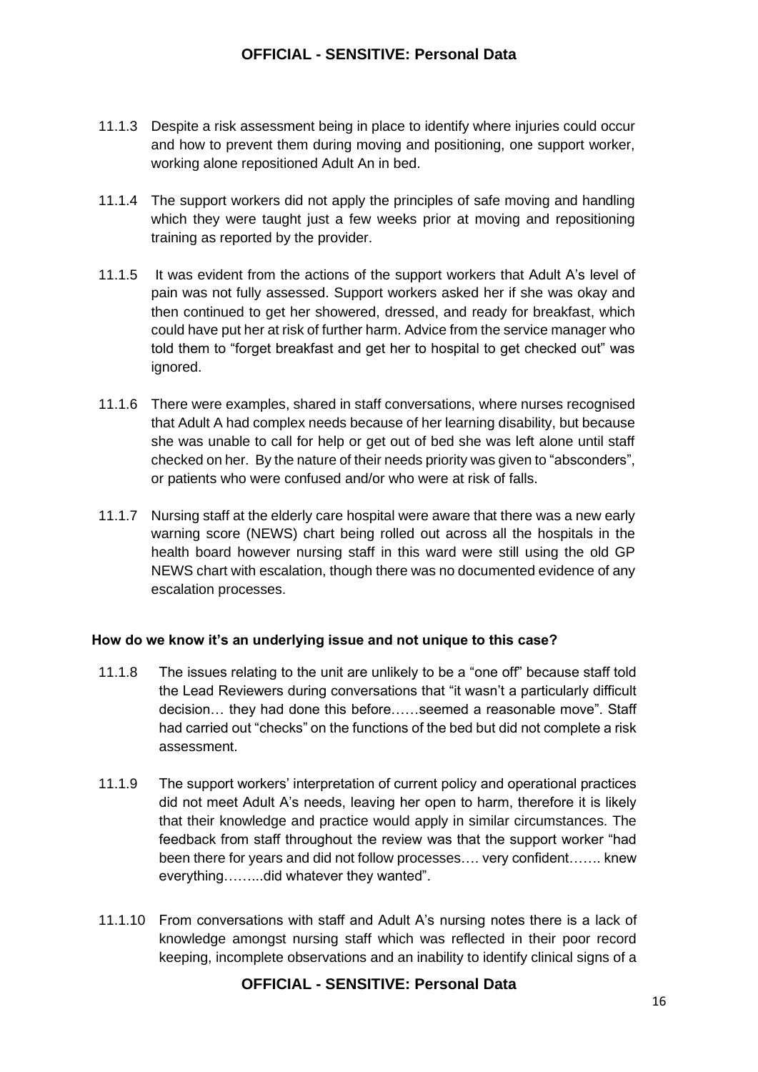11.1.3 Despite a risk assessment being in place to identify where injuries could occur and how to prevent them during moving and positioning, one support worker, working alone repositioned Adult An in bed.

11.1.4 The support workers did not apply the principles of safe moving and handling which they were taught just a few weeks prior at moving and repositioning training as reported by the provider.

11.1.5 It was evident from the actions of the support workers that Adult A's level of pain was not fully assessed. Support workers asked her if she was okay and then continued to get her showered, dressed, and ready for breakfast, which could have put her at risk of further harm. Advice from the service manager who told them to "forget breakfast and get her to hospital to get checked out" was ignored.

11.1.6 There were examples, shared in staff conversations, where nurses recognised that Adult A had complex needs because of her learning disability, but because she was unable to call for help or get out of bed she was left alone until staff checked on her. By the nature of their needs priority was given to "absconders", or patients who were confused and/or who were at risk of falls.

11.1.7 Nursing staff at the elderly care hospital were aware that there was a new early warning score (NEWS) chart being rolled out across all the hospitals in the health board however nursing staff in this ward were still using the old GP NEWS chart with escalation, though there was no documented evidence of any escalation processes.

**How do we know it's an underlying issue and not unique to this case?**

11.1.8 The issues relating to the unit are unlikely to be a "one off" because staff told the Lead Reviewers during conversations that "it wasn't a particularly difficult decision… they had done this before……seemed a reasonable move". Staff had carried out "checks" on the functions of the bed but did not complete a risk assessment.

11.1.9 The support workers' interpretation of current policy and operational practices did not meet Adult A's needs, leaving her open to harm, therefore it is likely that their knowledge and practice would apply in similar circumstances. The feedback from staff throughout the review was that the support worker "had been there for years and did not follow processes…. very confident……. knew everything……...did whatever they wanted".

11.1.10 From conversations with staff and Adult A's nursing notes there is a lack of knowledge amongst nursing staff which was reflected in their poor record keeping, incomplete observations and an inability to identify clinical signs of a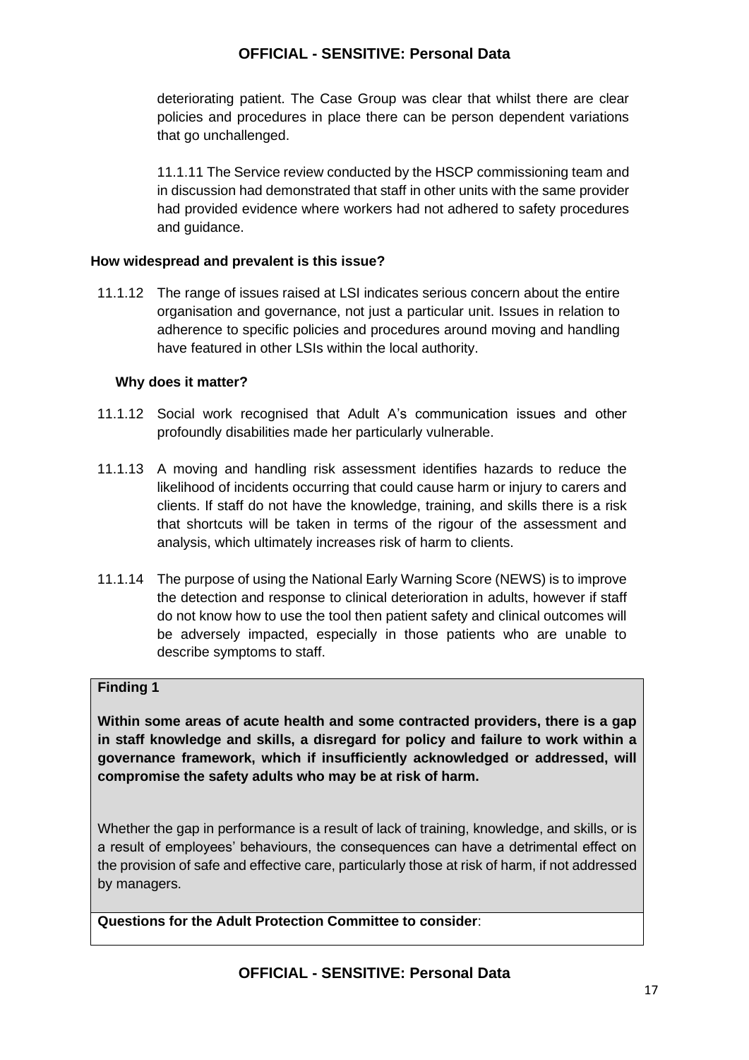deteriorating patient. The Case Group was clear that whilst there are clear policies and procedures in place there can be person dependent variations that go unchallenged.

11.1.11 The Service review conducted by the HSCP commissioning team and in discussion had demonstrated that staff in other units with the same provider had provided evidence where workers had not adhered to safety procedures and guidance.

**How widespread and prevalent is this issue?**

11.1.12 The range of issues raised at LSI indicates serious concern about the entire organisation and governance, not just a particular unit. Issues in relation to adherence to specific policies and procedures around moving and handling have featured in other LSIs within the local authority.

**Why does it matter?**

11.1.12 Social work recognised that Adult A's communication issues and other profoundly disabilities made her particularly vulnerable.

11.1.13 A moving and handling risk assessment identifies hazards to reduce the likelihood of incidents occurring that could cause harm or injury to carers and clients. If staff do not have the knowledge, training, and skills there is a risk that shortcuts will be taken in terms of the rigour of the assessment and analysis, which ultimately increases risk of harm to clients.

11.1.14 The purpose of using the National Early Warning Score (NEWS) is to improve the detection and response to clinical deterioration in adults, however if staff do not know how to use the tool then patient safety and clinical outcomes will be adversely impacted, especially in those patients who are unable to describe symptoms to staff.

| **Finding 1**<br><br>**Within some areas of acute health and some contracted providers, there is a gap in staff knowledge and skills, a disregard for policy and failure to work within a governance framework, which if insufficiently acknowledged or addressed, will compromise the safety adults who may be at risk of harm.**<br><br>Whether the gap in performance is a result of lack of training, knowledge, and skills, or is a result of employees' behaviours, the consequences can have a detrimental effect on the provision of safe and effective care, particularly those at risk of harm, if not addressed by managers. |
|---|
| **Questions for the Adult Protection Committee to consider**: |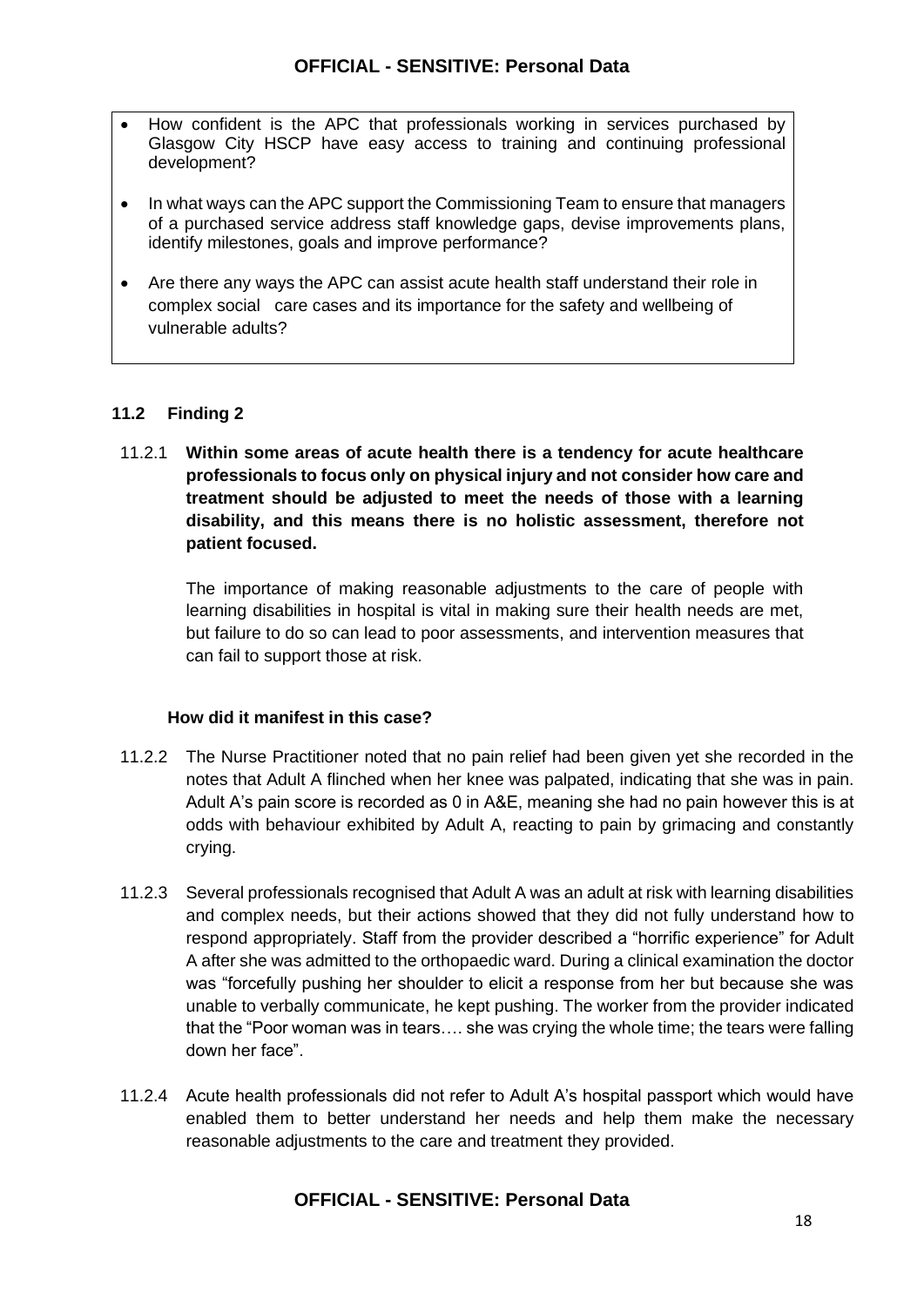- How confident is the APC that professionals working in services purchased by Glasgow City HSCP have easy access to training and continuing professional development?
- In what ways can the APC support the Commissioning Team to ensure that managers of a purchased service address staff knowledge gaps, devise improvements plans, identify milestones, goals and improve performance?
- Are there any ways the APC can assist acute health staff understand their role in complex social care cases and its importance for the safety and wellbeing of vulnerable adults?

### 11.2 Finding 2

11.2.1 **Within some areas of acute health there is a tendency for acute healthcare professionals to focus only on physical injury and not consider how care and treatment should be adjusted to meet the needs of those with a learning disability, and this means there is no holistic assessment, therefore not patient focused.**

The importance of making reasonable adjustments to the care of people with learning disabilities in hospital is vital in making sure their health needs are met, but failure to do so can lead to poor assessments, and intervention measures that can fail to support those at risk.

**How did it manifest in this case?**

11.2.2 The Nurse Practitioner noted that no pain relief had been given yet she recorded in the notes that Adult A flinched when her knee was palpated, indicating that she was in pain. Adult A's pain score is recorded as 0 in A&E, meaning she had no pain however this is at odds with behaviour exhibited by Adult A, reacting to pain by grimacing and constantly crying.

11.2.3 Several professionals recognised that Adult A was an adult at risk with learning disabilities and complex needs, but their actions showed that they did not fully understand how to respond appropriately. Staff from the provider described a "horrific experience" for Adult A after she was admitted to the orthopaedic ward. During a clinical examination the doctor was "forcefully pushing her shoulder to elicit a response from her but because she was unable to verbally communicate, he kept pushing. The worker from the provider indicated that the "Poor woman was in tears…. she was crying the whole time; the tears were falling down her face".

11.2.4 Acute health professionals did not refer to Adult A's hospital passport which would have enabled them to better understand her needs and help them make the necessary reasonable adjustments to the care and treatment they provided.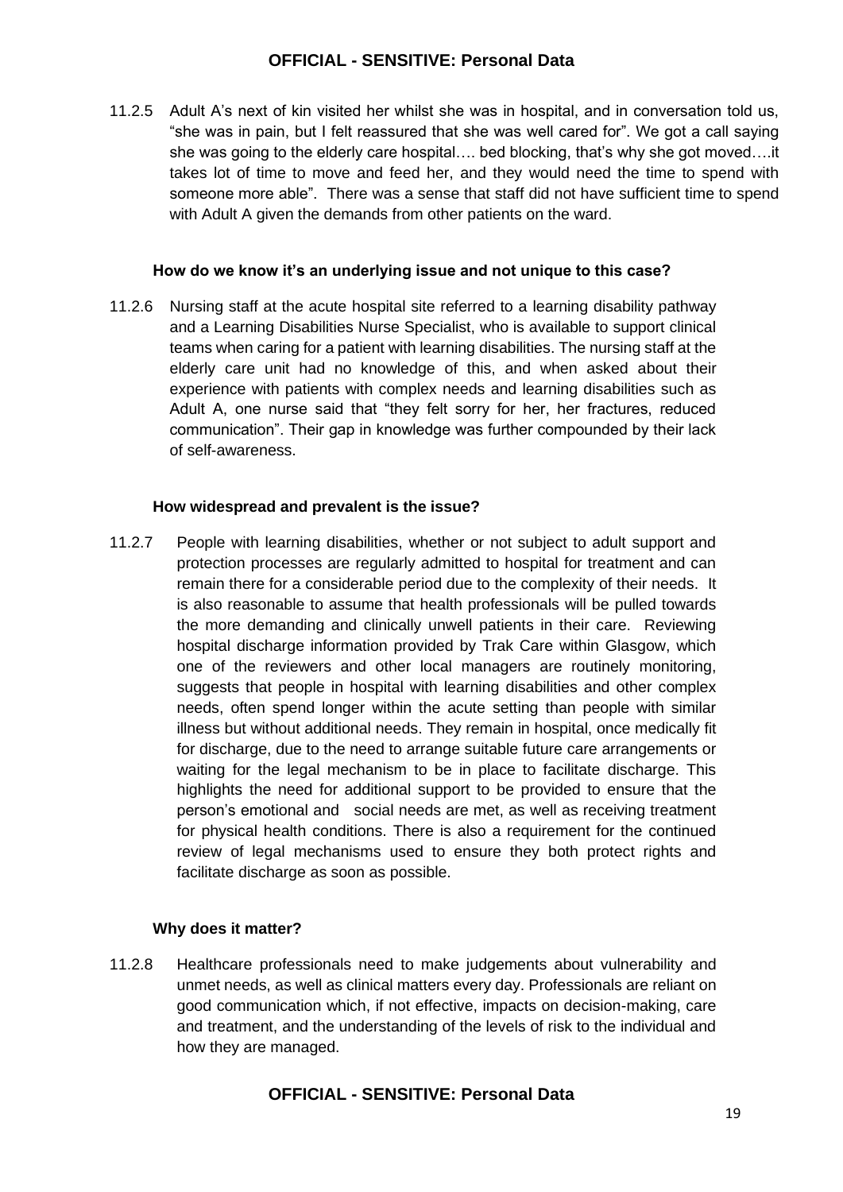11.2.5 Adult A's next of kin visited her whilst she was in hospital, and in conversation told us, "she was in pain, but I felt reassured that she was well cared for". We got a call saying she was going to the elderly care hospital…. bed blocking, that's why she got moved….it takes lot of time to move and feed her, and they would need the time to spend with someone more able". There was a sense that staff did not have sufficient time to spend with Adult A given the demands from other patients on the ward.

**How do we know it's an underlying issue and not unique to this case?**

11.2.6 Nursing staff at the acute hospital site referred to a learning disability pathway and a Learning Disabilities Nurse Specialist, who is available to support clinical teams when caring for a patient with learning disabilities. The nursing staff at the elderly care unit had no knowledge of this, and when asked about their experience with patients with complex needs and learning disabilities such as Adult A, one nurse said that "they felt sorry for her, her fractures, reduced communication". Their gap in knowledge was further compounded by their lack of self-awareness.

**How widespread and prevalent is the issue?**

11.2.7 People with learning disabilities, whether or not subject to adult support and protection processes are regularly admitted to hospital for treatment and can remain there for a considerable period due to the complexity of their needs. It is also reasonable to assume that health professionals will be pulled towards the more demanding and clinically unwell patients in their care. Reviewing hospital discharge information provided by Trak Care within Glasgow, which one of the reviewers and other local managers are routinely monitoring, suggests that people in hospital with learning disabilities and other complex needs, often spend longer within the acute setting than people with similar illness but without additional needs. They remain in hospital, once medically fit for discharge, due to the need to arrange suitable future care arrangements or waiting for the legal mechanism to be in place to facilitate discharge. This highlights the need for additional support to be provided to ensure that the person's emotional and social needs are met, as well as receiving treatment for physical health conditions. There is also a requirement for the continued review of legal mechanisms used to ensure they both protect rights and facilitate discharge as soon as possible.

**Why does it matter?**

11.2.8 Healthcare professionals need to make judgements about vulnerability and unmet needs, as well as clinical matters every day. Professionals are reliant on good communication which, if not effective, impacts on decision-making, care and treatment, and the understanding of the levels of risk to the individual and how they are managed.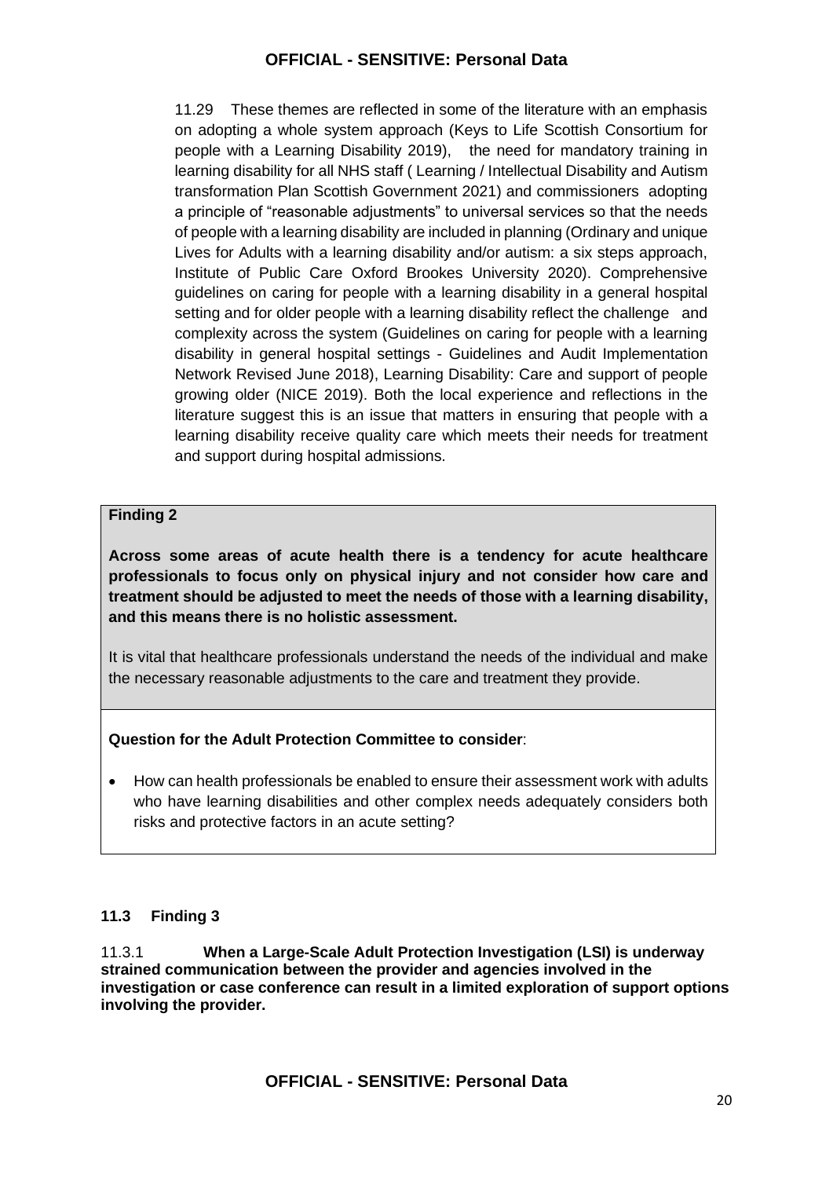11.29 These themes are reflected in some of the literature with an emphasis on adopting a whole system approach (Keys to Life Scottish Consortium for people with a Learning Disability 2019), the need for mandatory training in learning disability for all NHS staff ( Learning / Intellectual Disability and Autism transformation Plan Scottish Government 2021) and commissioners adopting a principle of "reasonable adjustments" to universal services so that the needs of people with a learning disability are included in planning (Ordinary and unique Lives for Adults with a learning disability and/or autism: a six steps approach, Institute of Public Care Oxford Brookes University 2020). Comprehensive guidelines on caring for people with a learning disability in a general hospital setting and for older people with a learning disability reflect the challenge and complexity across the system (Guidelines on caring for people with a learning disability in general hospital settings - Guidelines and Audit Implementation Network Revised June 2018), Learning Disability: Care and support of people growing older (NICE 2019). Both the local experience and reflections in the literature suggest this is an issue that matters in ensuring that people with a learning disability receive quality care which meets their needs for treatment and support during hospital admissions.

**Finding 2**

**Across some areas of acute health there is a tendency for acute healthcare professionals to focus only on physical injury and not consider how care and treatment should be adjusted to meet the needs of those with a learning disability, and this means there is no holistic assessment.**

It is vital that healthcare professionals understand the needs of the individual and make the necessary reasonable adjustments to the care and treatment they provide.

**Question for the Adult Protection Committee to consider**:

- How can health professionals be enabled to ensure their assessment work with adults who have learning disabilities and other complex needs adequately considers both risks and protective factors in an acute setting?

### 11.3 Finding 3

11.3.1 **When a Large-Scale Adult Protection Investigation (LSI) is underway strained communication between the provider and agencies involved in the investigation or case conference can result in a limited exploration of support options involving the provider.**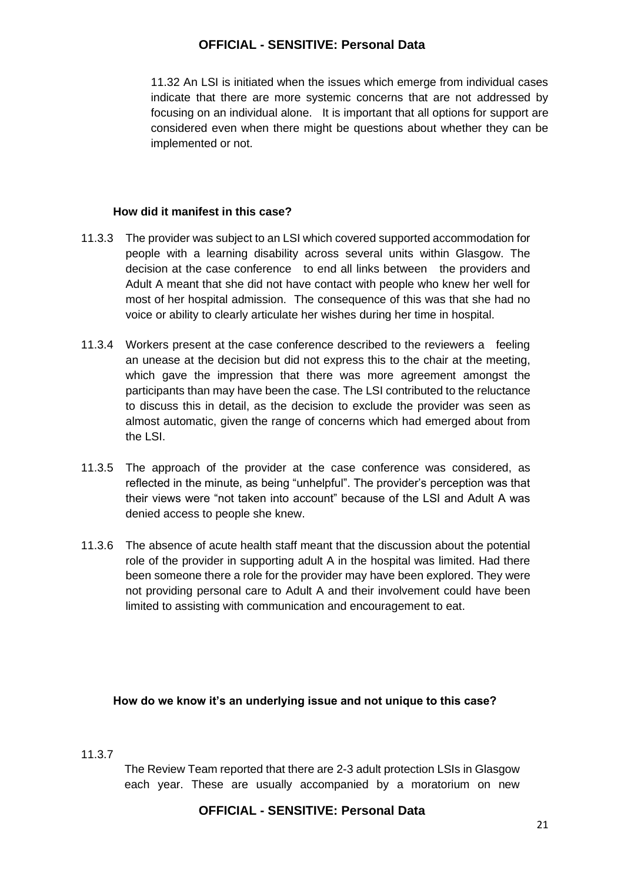11.32 An LSI is initiated when the issues which emerge from individual cases indicate that there are more systemic concerns that are not addressed by focusing on an individual alone. It is important that all options for support are considered even when there might be questions about whether they can be implemented or not.

**How did it manifest in this case?**

11.3.3 The provider was subject to an LSI which covered supported accommodation for people with a learning disability across several units within Glasgow. The decision at the case conference to end all links between the providers and Adult A meant that she did not have contact with people who knew her well for most of her hospital admission. The consequence of this was that she had no voice or ability to clearly articulate her wishes during her time in hospital.

11.3.4 Workers present at the case conference described to the reviewers a feeling an unease at the decision but did not express this to the chair at the meeting, which gave the impression that there was more agreement amongst the participants than may have been the case. The LSI contributed to the reluctance to discuss this in detail, as the decision to exclude the provider was seen as almost automatic, given the range of concerns which had emerged about from the LSI.

11.3.5 The approach of the provider at the case conference was considered, as reflected in the minute, as being "unhelpful". The provider's perception was that their views were "not taken into account" because of the LSI and Adult A was denied access to people she knew.

11.3.6 The absence of acute health staff meant that the discussion about the potential role of the provider in supporting adult A in the hospital was limited. Had there been someone there a role for the provider may have been explored. They were not providing personal care to Adult A and their involvement could have been limited to assisting with communication and encouragement to eat.

**How do we know it's an underlying issue and not unique to this case?**

11.3.7 The Review Team reported that there are 2-3 adult protection LSIs in Glasgow each year. These are usually accompanied by a moratorium on new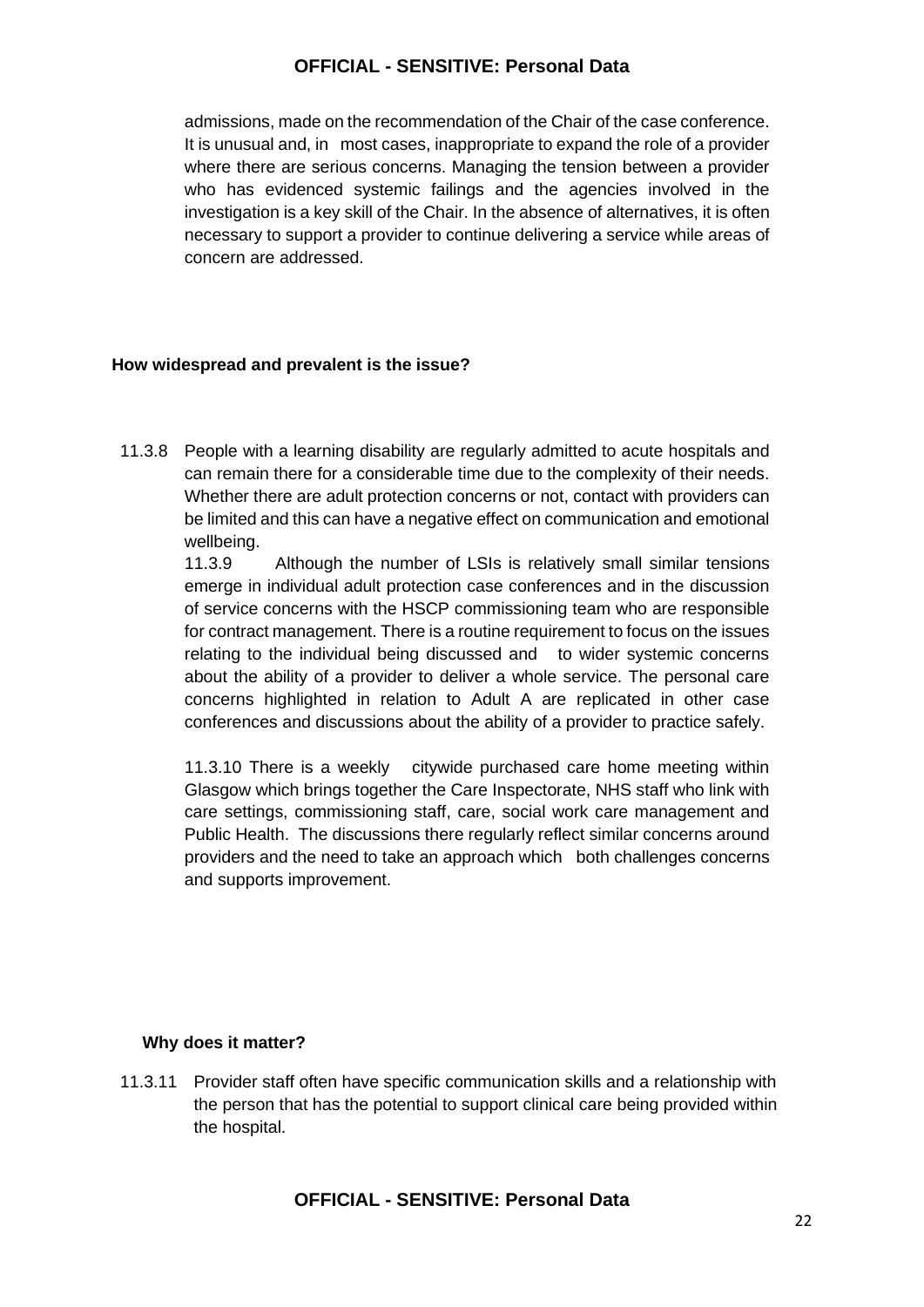admissions, made on the recommendation of the Chair of the case conference. It is unusual and, in most cases, inappropriate to expand the role of a provider where there are serious concerns. Managing the tension between a provider who has evidenced systemic failings and the agencies involved in the investigation is a key skill of the Chair. In the absence of alternatives, it is often necessary to support a provider to continue delivering a service while areas of concern are addressed.

**How widespread and prevalent is the issue?**

11.3.8 People with a learning disability are regularly admitted to acute hospitals and can remain there for a considerable time due to the complexity of their needs. Whether there are adult protection concerns or not, contact with providers can be limited and this can have a negative effect on communication and emotional wellbeing.

11.3.9 Although the number of LSIs is relatively small similar tensions emerge in individual adult protection case conferences and in the discussion of service concerns with the HSCP commissioning team who are responsible for contract management. There is a routine requirement to focus on the issues relating to the individual being discussed and to wider systemic concerns about the ability of a provider to deliver a whole service. The personal care concerns highlighted in relation to Adult A are replicated in other case conferences and discussions about the ability of a provider to practice safely.

11.3.10 There is a weekly citywide purchased care home meeting within Glasgow which brings together the Care Inspectorate, NHS staff who link with care settings, commissioning staff, care, social work care management and Public Health. The discussions there regularly reflect similar concerns around providers and the need to take an approach which both challenges concerns and supports improvement.

**Why does it matter?**

11.3.11 Provider staff often have specific communication skills and a relationship with the person that has the potential to support clinical care being provided within the hospital.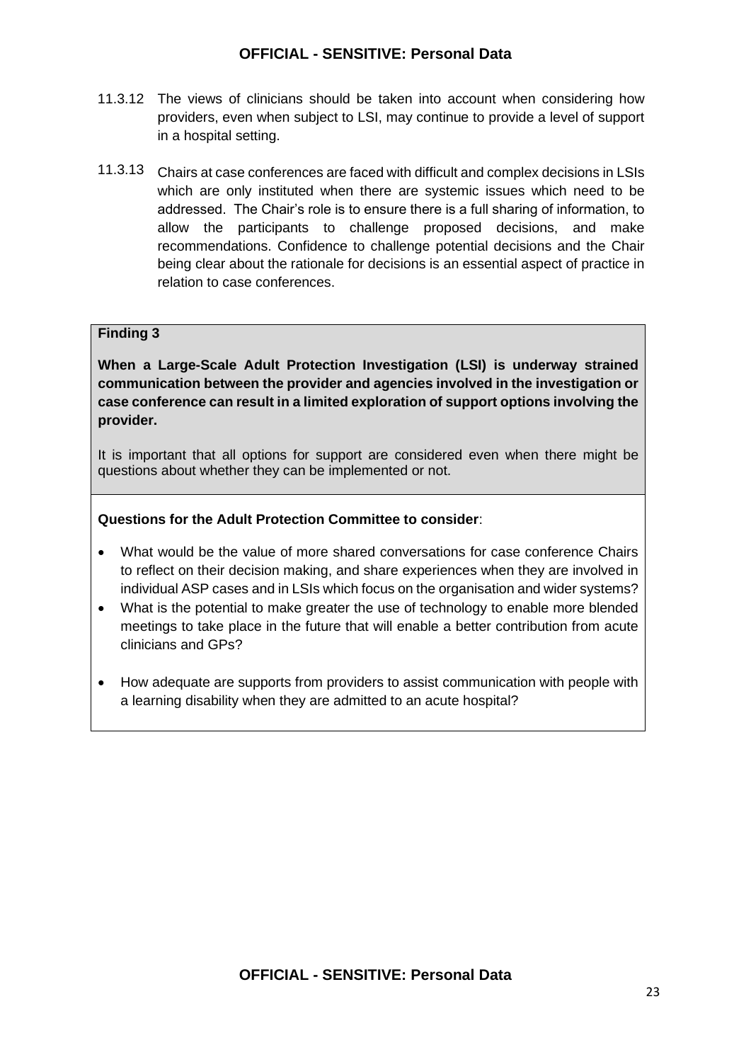11.3.12 The views of clinicians should be taken into account when considering how providers, even when subject to LSI, may continue to provide a level of support in a hospital setting.

11.3.13 Chairs at case conferences are faced with difficult and complex decisions in LSIs which are only instituted when there are systemic issues which need to be addressed. The Chair's role is to ensure there is a full sharing of information, to allow the participants to challenge proposed decisions, and make recommendations. Confidence to challenge potential decisions and the Chair being clear about the rationale for decisions is an essential aspect of practice in relation to case conferences.

**Finding 3**

**When a Large-Scale Adult Protection Investigation (LSI) is underway strained communication between the provider and agencies involved in the investigation or case conference can result in a limited exploration of support options involving the provider.**

It is important that all options for support are considered even when there might be questions about whether they can be implemented or not.

**Questions for the Adult Protection Committee to consider**:

- What would be the value of more shared conversations for case conference Chairs to reflect on their decision making, and share experiences when they are involved in individual ASP cases and in LSIs which focus on the organisation and wider systems?
- What is the potential to make greater the use of technology to enable more blended meetings to take place in the future that will enable a better contribution from acute clinicians and GPs?
- How adequate are supports from providers to assist communication with people with a learning disability when they are admitted to an acute hospital?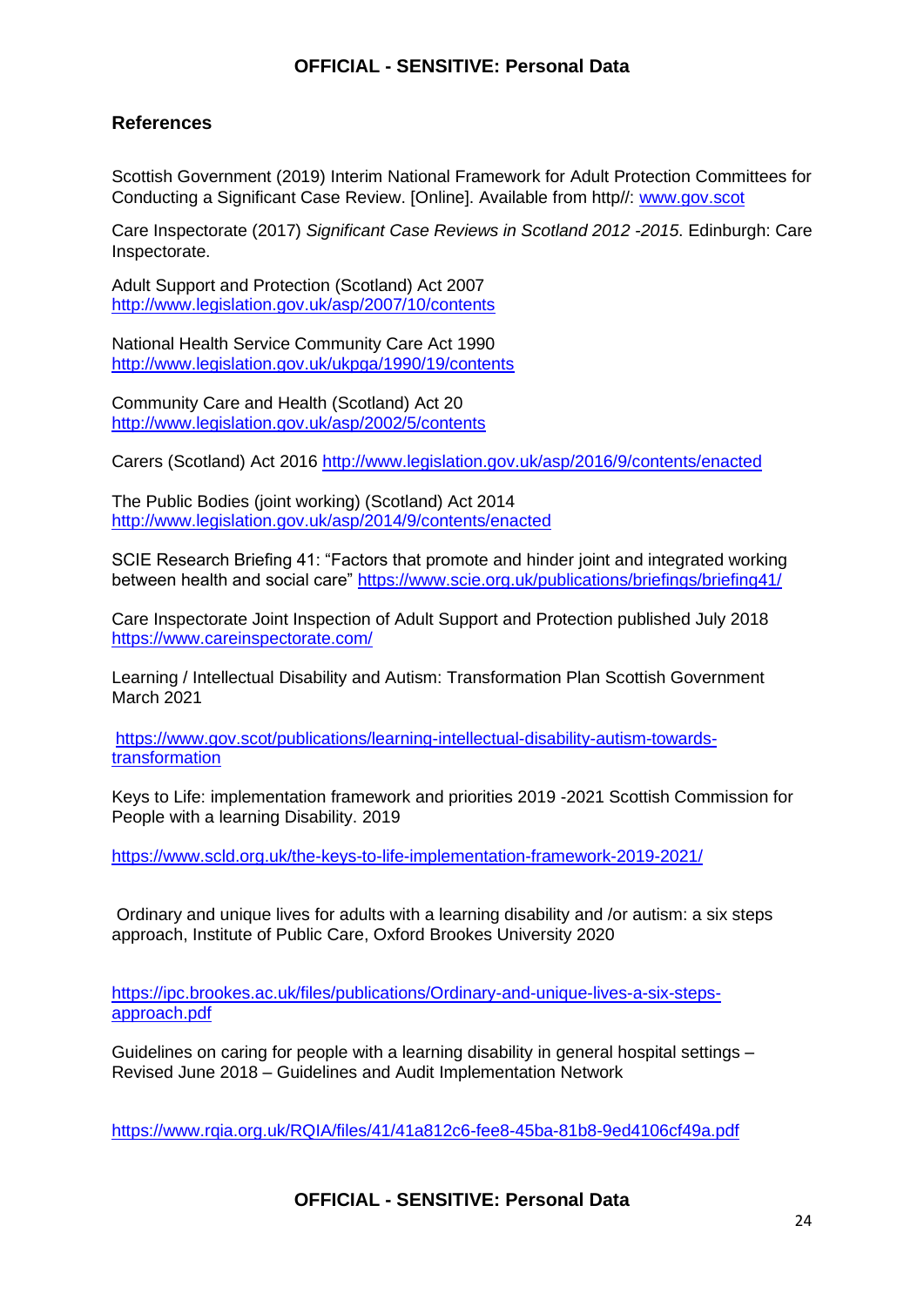## References

Scottish Government (2019) Interim National Framework for Adult Protection Committees for Conducting a Significant Case Review. [Online]. Available from http//: www.gov.scot

Care Inspectorate (2017) *Significant Case Reviews in Scotland 2012 -2015*. Edinburgh: Care Inspectorate.

Adult Support and Protection (Scotland) Act 2007
http://www.legislation.gov.uk/asp/2007/10/contents

National Health Service Community Care Act 1990
http://www.legislation.gov.uk/ukpga/1990/19/contents

Community Care and Health (Scotland) Act 20
http://www.legislation.gov.uk/asp/2002/5/contents

Carers (Scotland) Act 2016 http://www.legislation.gov.uk/asp/2016/9/contents/enacted

The Public Bodies (joint working) (Scotland) Act 2014
http://www.legislation.gov.uk/asp/2014/9/contents/enacted

SCIE Research Briefing 41: "Factors that promote and hinder joint and integrated working between health and social care" https://www.scie.org.uk/publications/briefings/briefing41/

Care Inspectorate Joint Inspection of Adult Support and Protection published July 2018
https://www.careinspectorate.com/

Learning / Intellectual Disability and Autism: Transformation Plan Scottish Government March 2021

https://www.gov.scot/publications/learning-intellectual-disability-autism-towards-transformation

Keys to Life: implementation framework and priorities 2019 -2021 Scottish Commission for People with a learning Disability. 2019

https://www.scld.org.uk/the-keys-to-life-implementation-framework-2019-2021/

Ordinary and unique lives for adults with a learning disability and /or autism: a six steps approach, Institute of Public Care, Oxford Brookes University 2020

https://ipc.brookes.ac.uk/files/publications/Ordinary-and-unique-lives-a-six-steps-approach.pdf

Guidelines on caring for people with a learning disability in general hospital settings – Revised June 2018 – Guidelines and Audit Implementation Network

https://www.rqia.org.uk/RQIA/files/41/41a812c6-fee8-45ba-81b8-9ed4106cf49a.pdf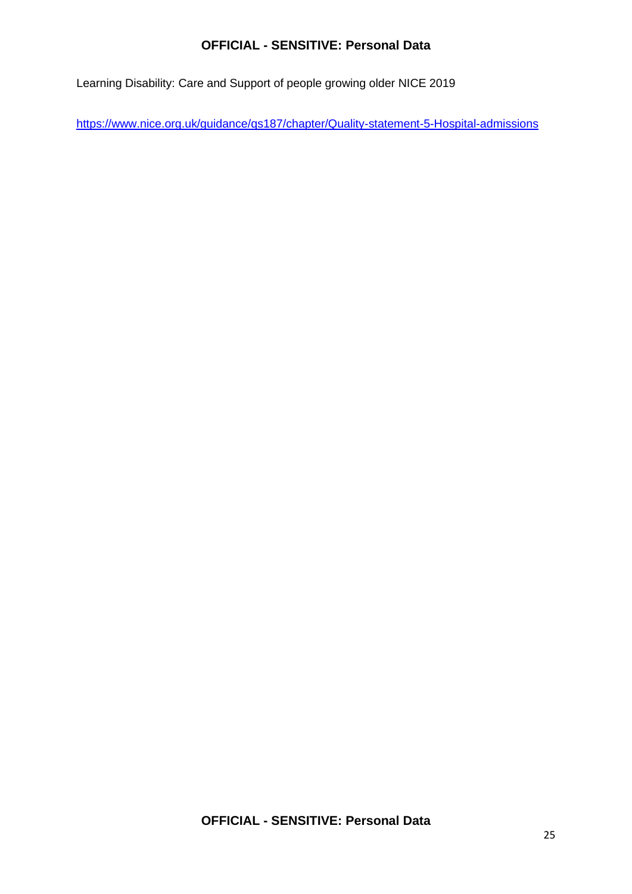Learning Disability: Care and Support of people growing older NICE 2019

https://www.nice.org.uk/guidance/qs187/chapter/Quality-statement-5-Hospital-admissions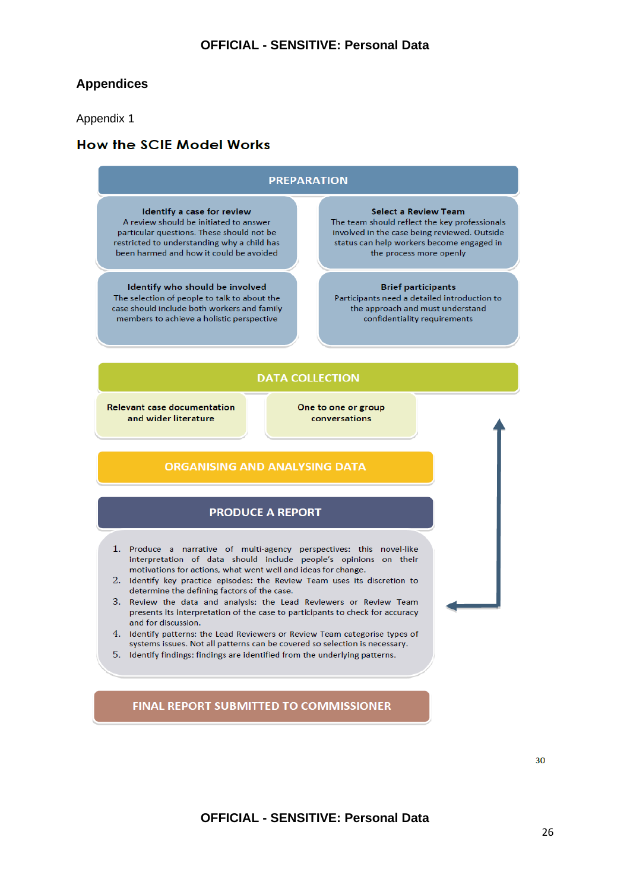## Appendices

Appendix 1

### How the SCIE Model Works

**PREPARATION**

**Identify a case for review**
A review should be initiated to answer particular questions. These should not be restricted to understanding why a child has been harmed and how it could be avoided

**Select a Review Team**
The team should reflect the key professionals involved in the case being reviewed. Outside status can help workers become engaged in the process more openly

**Identify who should be involved**
The selection of people to talk to about the case should include both workers and family members to achieve a holistic perspective

**Brief participants**
Participants need a detailed introduction to the approach and must understand confidentiality requirements

**DATA COLLECTION**

**Relevant case documentation and wider literature**

**One to one or group conversations**

**ORGANISING AND ANALYSING DATA**

**PRODUCE A REPORT**

1. Produce a narrative of multi-agency perspectives: this novel-like interpretation of data should include people's opinions on their motivations for actions, what went well and ideas for change.
2. Identify key practice episodes: the Review Team uses its discretion to determine the defining factors of the case.
3. Review the data and analysis: the Lead Reviewers or Review Team presents its interpretation of the case to participants to check for accuracy and for discussion.
4. Identify patterns: the Lead Reviewers or Review Team categorise types of systems issues. Not all patterns can be covered so selection is necessary.
5. Identify findings: findings are identified from the underlying patterns.

**FINAL REPORT SUBMITTED TO COMMISSIONER**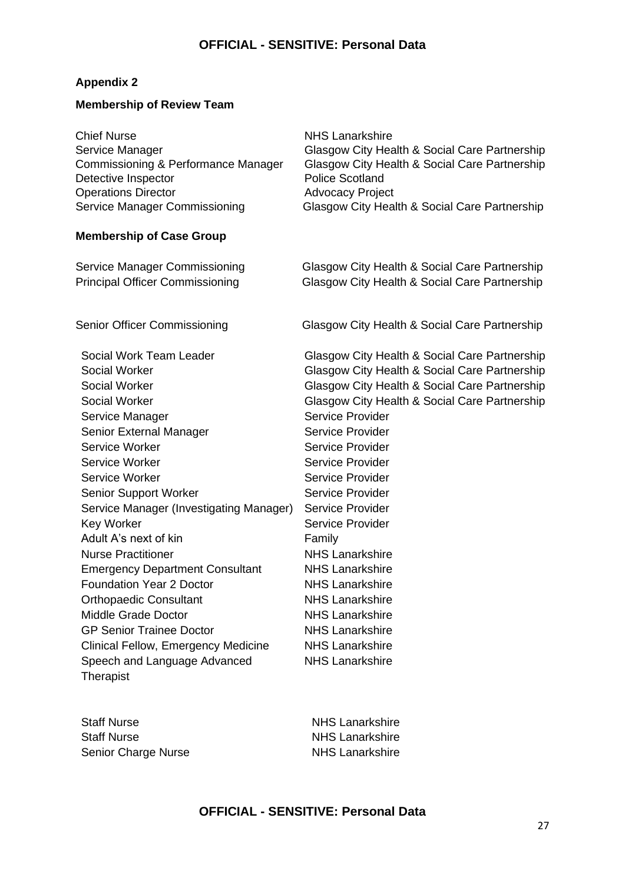**Appendix 2**

**Membership of Review Team**

| | |
|---|---|
| Chief Nurse | NHS Lanarkshire |
| Service Manager | Glasgow City Health & Social Care Partnership |
| Commissioning & Performance Manager | Glasgow City Health & Social Care Partnership |
| Detective Inspector | Police Scotland |
| Operations Director | Advocacy Project |
| Service Manager Commissioning | Glasgow City Health & Social Care Partnership |

**Membership of Case Group**

| | |
|---|---|
| Service Manager Commissioning | Glasgow City Health & Social Care Partnership |
| Principal Officer Commissioning | Glasgow City Health & Social Care Partnership |
| Senior Officer Commissioning | Glasgow City Health & Social Care Partnership |
| Social Work Team Leader | Glasgow City Health & Social Care Partnership |
| Social Worker | Glasgow City Health & Social Care Partnership |
| Social Worker | Glasgow City Health & Social Care Partnership |
| Social Worker | Glasgow City Health & Social Care Partnership |
| Service Manager | Service Provider |
| Senior External Manager | Service Provider |
| Service Worker | Service Provider |
| Service Worker | Service Provider |
| Service Worker | Service Provider |
| Senior Support Worker | Service Provider |
| Service Manager (Investigating Manager) | Service Provider |
| Key Worker | Service Provider |
| Adult A's next of kin | Family |
| Nurse Practitioner | NHS Lanarkshire |
| Emergency Department Consultant | NHS Lanarkshire |
| Foundation Year 2 Doctor | NHS Lanarkshire |
| Orthopaedic Consultant | NHS Lanarkshire |
| Middle Grade Doctor | NHS Lanarkshire |
| GP Senior Trainee Doctor | NHS Lanarkshire |
| Clinical Fellow, Emergency Medicine | NHS Lanarkshire |
| Speech and Language Advanced Therapist | NHS Lanarkshire |
| Staff Nurse | NHS Lanarkshire |
| Staff Nurse | NHS Lanarkshire |
| Senior Charge Nurse | NHS Lanarkshire |